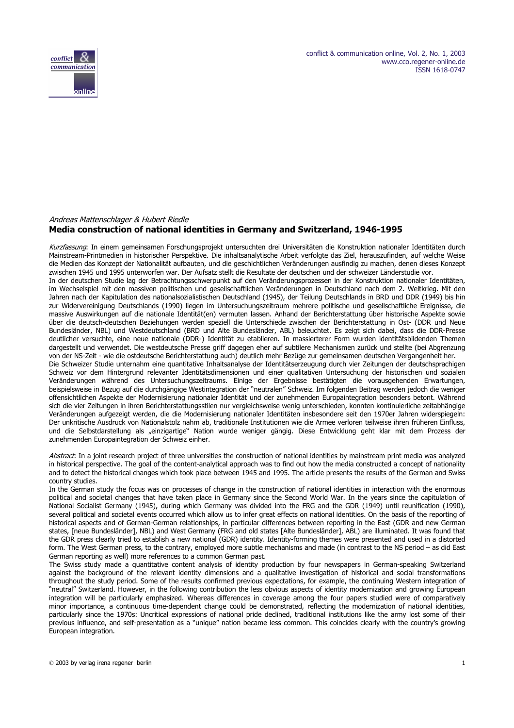*Andreas Mattenschlager & Hubert Riedle*

# Media construction of national identities in Germany and Switzerland, 1946-1995

*Kurzfassung*: In einem gemeinsamen Forschungsprojekt untersuchten drei Universitäten die Konstruktion nationaler Identitäten durch Mainstream-Printmedien in historischer Perspektive. Die inhaltsanalytische Arbeit verfolgte das Ziel, herauszufinden, auf welche Weise die Medien das Konzept der Nationalität aufbauten, und die geschichtlichen Veränderungen ausfindig zu machen, denen dieses Konzept zwischen 1945 und 1995 unterworfen war. Der Aufsatz stellt die Resultate der deutschen und der schweizer Länderstudie vor.

In der deutschen Studie lag der Betrachtungsschwerpunkt auf den Veränderungsprozessen in der Konstruktion nationaler Identitäten, im Wechselspiel mit den massiven politischen und gesellschaftlichen Veränderungen in Deutschland nach dem 2. Weltkrieg. Mit den Jahren nach der Kapitulation des nationalsozialistischen Deutschland (1945), der Teilung Deutschlands in BRD und DDR (1949) bis hin zur Widervereinigung Deutschlands (1990) liegen im Untersuchungszeitraum mehrere politische und gesellschaftliche Ereignisse, die massive Auswirkungen auf die nationale Identität(en) vermuten lassen. Anhand der Berichterstattung über historische Aspekte sowie über die deutsch-deutschen Beziehungen werden speziell die Unterschiede zwischen der Berichterstattung in Ost- (DDR und Neue Bundesländer, NBL) und Westdeutschland (BRD und Alte Bundesländer, ABL) beleuchtet. Es zeigt sich dabei, dass die DDR-Presse deutlicher versuchte, eine neue nationale (DDR-) Identität zu etablieren. In massierterer Form wurden identitätsbildenden Themen dargestellt und verwendet. Die westdeutsche Presse griff dagegen eher auf subtilere Mechanismen zurück und stellte (bei Abgrenzung von der NS-Zeit - wie die ostdeutsche Berichterstattung auch) deutlich mehr Bezüge zur gemeinsamen deutschen Vergangenheit her.

Die Schweizer Studie unternahm eine quantitative Inhaltsanalyse der Identitätserzeugung durch vier Zeitungen der deutschsprachigen Schweiz vor dem Hintergrund relevanter Identitätsdimensionen und einer qualitativen Untersuchung der historischen und sozialen Veränderungen während des Untersuchungszeitraums. Einige der Ergebnisse bestätigten die vorausgehenden Erwartungen, beispielsweise in Bezug auf die durchgängige Westintegration der "neutralen" Schweiz. Im folgenden Beitrag werden jedoch die weniger offensichtlichen Aspekte der Modernisierung nationaler Identität und der zunehmenden Europaintegration besonders betont. Während sich die vier Zeitungen in ihren Berichterstattungsstilen nur vergleichsweise wenig unterschieden, konnten kontinuierliche zeitabhängige Veränderungen aufgezeigt werden, die die Modernisierung nationaler Identitäten insbesondere seit den 1970er Jahren widerspiegeln: Der unkritische Ausdruck von Nationalstolz nahm ab, traditionale Institutionen wie die Armee verloren teilweise ihren früheren Einfluss, und die Selbstdarstellung als „einzigartige" Nation wurde weniger gängig. Diese Entwicklung geht klar mit dem Prozess der zunehmenden Europaintegration der Schweiz einher.

*Abstract*: In a joint research project of three universities the construction of national identities by mainstream print media was analyzed in historical perspective. The goal of the content-analytical approach was to find out how the media constructed a concept of nationality and to detect the historical changes which took place between 1945 and 1995. The article presents the results of the German and Swiss country studies.

In the German study the focus was on processes of change in the construction of national identities in interaction with the enormous political and societal changes that have taken place in Germany since the Second World War. In the years since the capitulation of National Socialist Germany (1945), during which Germany was divided into the FRG and the GDR (1949) until reunification (1990), several political and societal events occurred which allow us to infer great effects on national identities. On the basis of the reporting of historical aspects and of German-German relationships, in particular differences between reporting in the East (GDR and new German states, [neue Bundesländer], NBL) and West Germany (FRG and old states [Alte Bundesländer], ABL) are illuminated. It was found that the GDR press clearly tried to establish a new national (GDR) identity. Identity-forming themes were presented and used in a distorted form. The West German press, to the contrary, employed more subtle mechanisms and made (in contrast to the NS period – as did East German reporting as well) more references to a common German past.

The Swiss study made a quantitative content analysis of identity production by four newspapers in German-speaking Switzerland against the background of the relevant identity dimensions and a qualitative investigation of historical and social transformations throughout the study period. Some of the results confirmed previous expectations, for example, the continuing Western integration of "neutral" Switzerland. However, in the following contribution the less obvious aspects of identity modernization and growing European integration will be particularly emphasized. Whereas differences in coverage among the four papers studied were of comparatively minor importance, a continuous time-dependent change could be demonstrated, reflecting the modernization of national identities, particularly since the 1970s: Uncritical expressions of national pride declined, traditional institutions like the army lost some of their previous influence, and self-presentation as a "unique" nation became less common. This coincides clearly with the country's growing European integration.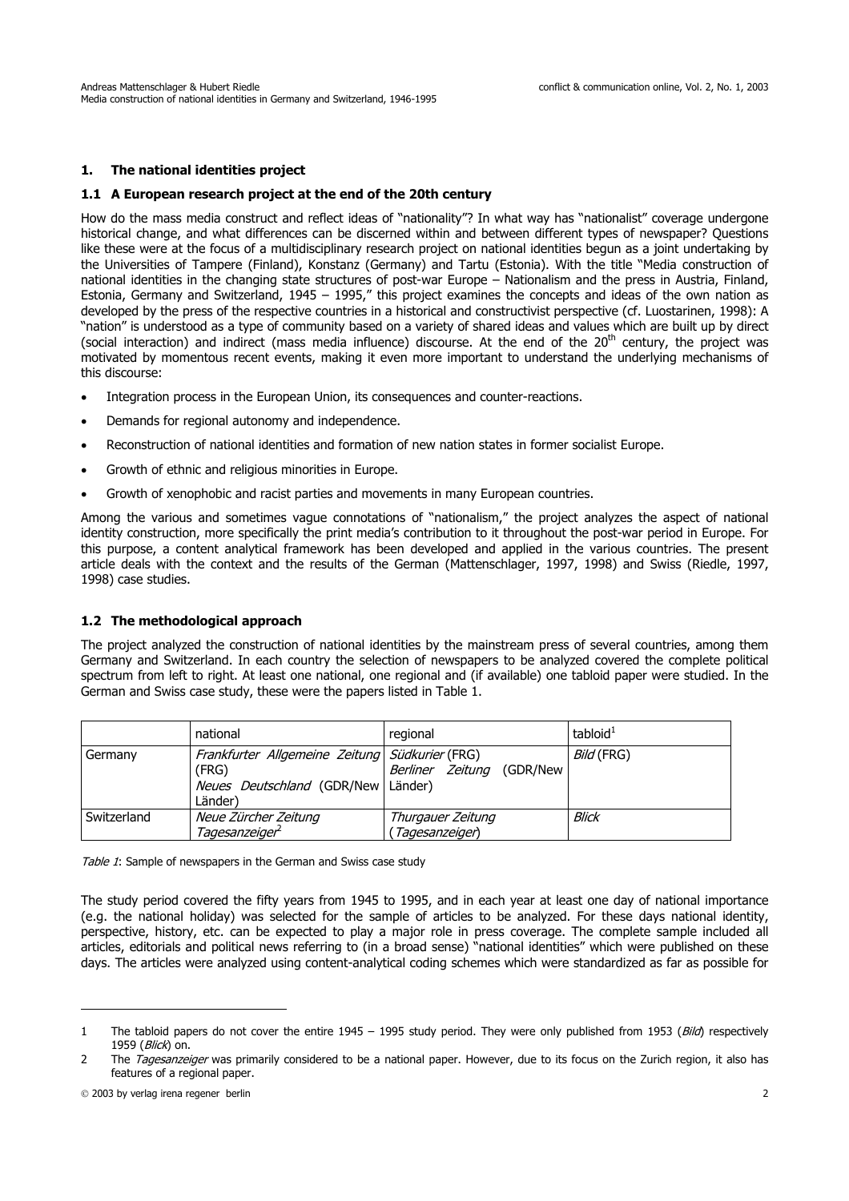## 1. The national identities project

### 1.1 A European research project at the end of the 20th century

How do the mass media construct and reflect ideas of "nationality"? In what way has "nationalist" coverage undergone historical change, and what differences can be discerned within and between different types of newspaper? Questions like these were at the focus of a multidisciplinary research project on national identities begun as a joint undertaking by the Universities of Tampere (Finland), Konstanz (Germany) and Tartu (Estonia). With the title "Media construction of national identities in the changing state structures of post-war Europe – Nationalism and the press in Austria, Finland, Estonia, Germany and Switzerland, 1945 – 1995," this project examines the concepts and ideas of the own nation as developed by the press of the respective countries in a historical and constructivist perspective (cf. Luostarinen, 1998): A "nation" is understood as a type of community based on a variety of shared ideas and values which are built up by direct (social interaction) and indirect (mass media influence) discourse. At the end of the 20th century, the project was motivated by momentous recent events, making it even more important to understand the underlying mechanisms of this discourse:

- Integration process in the European Union, its consequences and counter-reactions.
- Demands for regional autonomy and independence.
- Reconstruction of national identities and formation of new nation states in former socialist Europe.
- Growth of ethnic and religious minorities in Europe.
- Growth of xenophobic and racist parties and movements in many European countries.

Among the various and sometimes vague connotations of "nationalism," the project analyzes the aspect of national identity construction, more specifically the print media's contribution to it throughout the post-war period in Europe. For this purpose, a content analytical framework has been developed and applied in the various countries. The present article deals with the context and the results of the German (Mattenschlager, 1997, 1998) and Swiss (Riedle, 1997, 1998) case studies.

### 1.2 The methodological approach

The project analyzed the construction of national identities by the mainstream press of several countries, among them Germany and Switzerland. In each country the selection of newspapers to be analyzed covered the complete political spectrum from left to right. At least one national, one regional and (if available) one tabloid paper were studied. In the German and Swiss case study, these were the papers listed in Table 1.

| | national | regional | tabloid[1] |
|---|---|---|---|
| Germany | *Frankfurter Allgemeine Zeitung* (FRG)<br>*Neues Deutschland* (GDR/New Länder) | *Südkurier* (FRG)<br>*Berliner Zeitung* (GDR/New Länder) | *Bild* (FRG) |
| Switzerland | *Neue Zürcher Zeitung*<br>*Tagesanzeiger*[2] | *Thurgauer Zeitung*<br>(*Tagesanzeiger*) | *Blick* |

*Table 1*: Sample of newspapers in the German and Swiss case study

The study period covered the fifty years from 1945 to 1995, and in each year at least one day of national importance (e.g. the national holiday) was selected for the sample of articles to be analyzed. For these days national identity, perspective, history, etc. can be expected to play a major role in press coverage. The complete sample included all articles, editorials and political news referring to (in a broad sense) "national identities" which were published on these days. The articles were analyzed using content-analytical coding schemes which were standardized as far as possible for

---

1 The tabloid papers do not cover the entire 1945 – 1995 study period. They were only published from 1953 (*Bild*) respectively 1959 (*Blick*) on.

2 The *Tagesanzeiger* was primarily considered to be a national paper. However, due to its focus on the Zurich region, it also has features of a regional paper.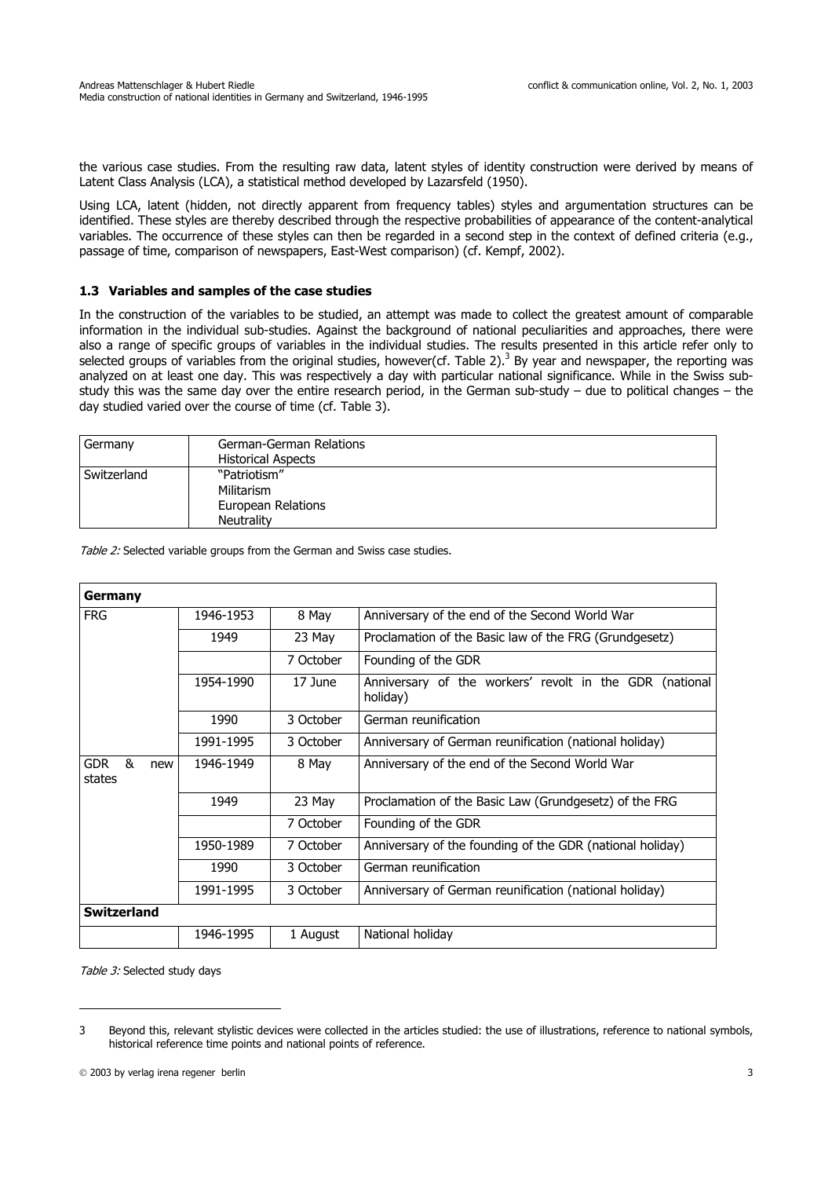the various case studies. From the resulting raw data, latent styles of identity construction were derived by means of Latent Class Analysis (LCA), a statistical method developed by Lazarsfeld (1950).

Using LCA, latent (hidden, not directly apparent from frequency tables) styles and argumentation structures can be identified. These styles are thereby described through the respective probabilities of appearance of the content-analytical variables. The occurrence of these styles can then be regarded in a second step in the context of defined criteria (e.g., passage of time, comparison of newspapers, East-West comparison) (cf. Kempf, 2002).

### 1.3 Variables and samples of the case studies

In the construction of the variables to be studied, an attempt was made to collect the greatest amount of comparable information in the individual sub-studies. Against the background of national peculiarities and approaches, there were also a range of specific groups of variables in the individual studies. The results presented in this article refer only to selected groups of variables from the original studies, however(cf. Table 2).[3] By year and newspaper, the reporting was analyzed on at least one day. This was respectively a day with particular national significance. While in the Swiss sub-study this was the same day over the entire research period, in the German sub-study – due to political changes – the day studied varied over the course of time (cf. Table 3).

| | |
|---|---|
| Germany | German-German Relations<br>Historical Aspects |
| Switzerland | "Patriotism"<br>Militarism<br>European Relations<br>Neutrality |

*Table 2:* Selected variable groups from the German and Swiss case studies.

| **Germany** | | | |
|---|---|---|---|
| FRG | 1946-1953 | 8 May | Anniversary of the end of the Second World War |
| | 1949 | 23 May | Proclamation of the Basic law of the FRG (Grundgesetz) |
| | | 7 October | Founding of the GDR |
| | 1954-1990 | 17 June | Anniversary of the workers' revolt in the GDR (national holiday) |
| | 1990 | 3 October | German reunification |
| | 1991-1995 | 3 October | Anniversary of German reunification (national holiday) |
| GDR & new states | 1946-1949 | 8 May | Anniversary of the end of the Second World War |
| | 1949 | 23 May | Proclamation of the Basic Law (Grundgesetz) of the FRG |
| | | 7 October | Founding of the GDR |
| | 1950-1989 | 7 October | Anniversary of the founding of the GDR (national holiday) |
| | 1990 | 3 October | German reunification |
| | 1991-1995 | 3 October | Anniversary of German reunification (national holiday) |
| **Switzerland** | | | |
| | 1946-1995 | 1 August | National holiday |

*Table 3:* Selected study days

3 Beyond this, relevant stylistic devices were collected in the articles studied: the use of illustrations, reference to national symbols, historical reference time points and national points of reference.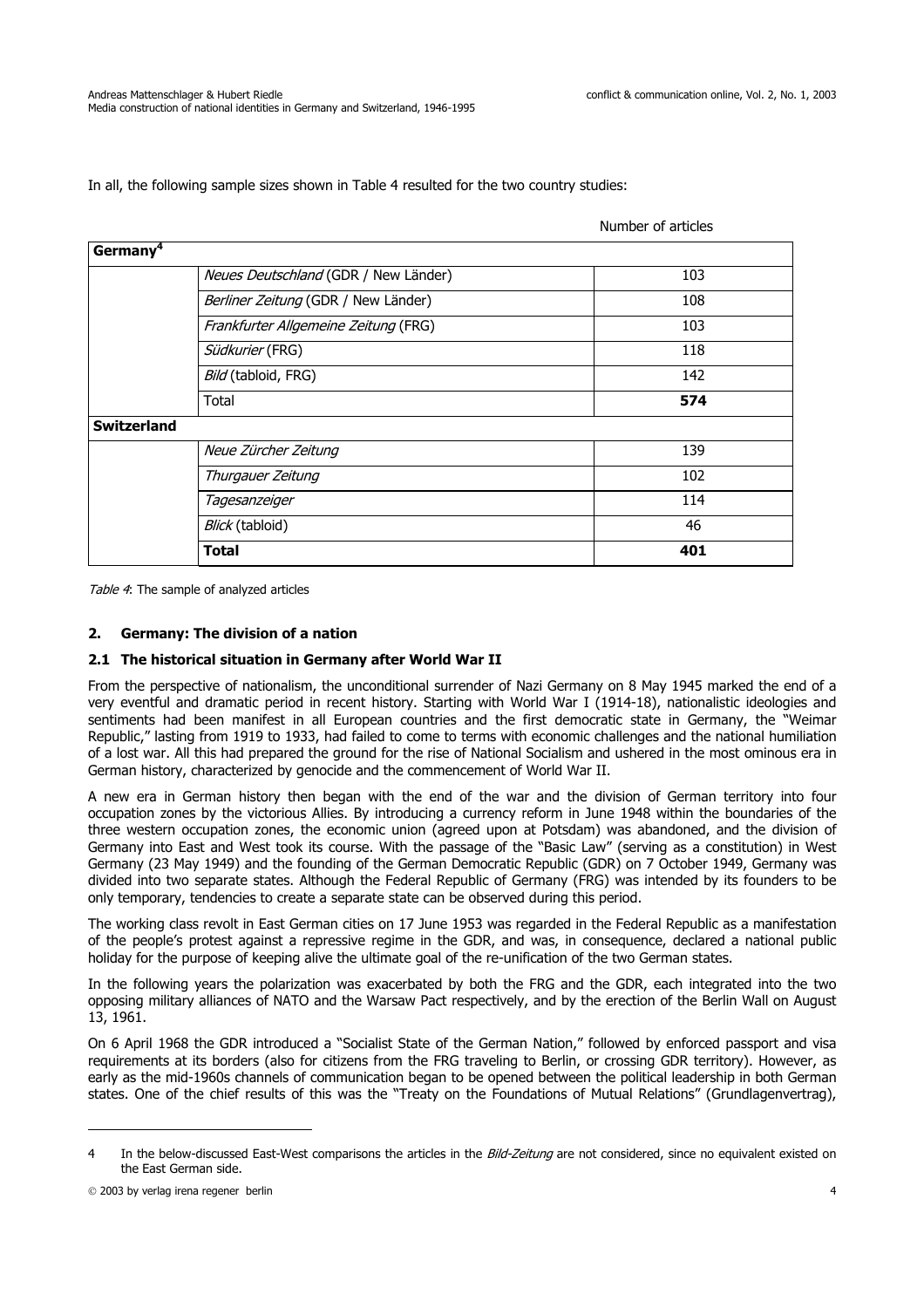In all, the following sample sizes shown in Table 4 resulted for the two country studies:

| | | Number of articles |
|---|---|---|
| **Germany**[4] | | |
| | *Neues Deutschland* (GDR / New Länder) | 103 |
| | *Berliner Zeitung* (GDR / New Länder) | 108 |
| | *Frankfurter Allgemeine Zeitung* (FRG) | 103 |
| | *Südkurier* (FRG) | 118 |
| | *Bild* (tabloid, FRG) | 142 |
| | Total | **574** |
| **Switzerland** | | |
| | *Neue Zürcher Zeitung* | 139 |
| | *Thurgauer Zeitung* | 102 |
| | *Tagesanzeiger* | 114 |
| | *Blick* (tabloid) | 46 |
| | **Total** | **401** |

*Table 4*: The sample of analyzed articles

## 2. Germany: The division of a nation

### 2.1 The historical situation in Germany after World War II

From the perspective of nationalism, the unconditional surrender of Nazi Germany on 8 May 1945 marked the end of a very eventful and dramatic period in recent history. Starting with World War I (1914-18), nationalistic ideologies and sentiments had been manifest in all European countries and the first democratic state in Germany, the "Weimar Republic," lasting from 1919 to 1933, had failed to come to terms with economic challenges and the national humiliation of a lost war. All this had prepared the ground for the rise of National Socialism and ushered in the most ominous era in German history, characterized by genocide and the commencement of World War II.

A new era in German history then began with the end of the war and the division of German territory into four occupation zones by the victorious Allies. By introducing a currency reform in June 1948 within the boundaries of the three western occupation zones, the economic union (agreed upon at Potsdam) was abandoned, and the division of Germany into East and West took its course. With the passage of the "Basic Law" (serving as a constitution) in West Germany (23 May 1949) and the founding of the German Democratic Republic (GDR) on 7 October 1949, Germany was divided into two separate states. Although the Federal Republic of Germany (FRG) was intended by its founders to be only temporary, tendencies to create a separate state can be observed during this period.

The working class revolt in East German cities on 17 June 1953 was regarded in the Federal Republic as a manifestation of the people's protest against a repressive regime in the GDR, and was, in consequence, declared a national public holiday for the purpose of keeping alive the ultimate goal of the re-unification of the two German states.

In the following years the polarization was exacerbated by both the FRG and the GDR, each integrated into the two opposing military alliances of NATO and the Warsaw Pact respectively, and by the erection of the Berlin Wall on August 13, 1961.

On 6 April 1968 the GDR introduced a "Socialist State of the German Nation," followed by enforced passport and visa requirements at its borders (also for citizens from the FRG traveling to Berlin, or crossing GDR territory). However, as early as the mid-1960s channels of communication began to be opened between the political leadership in both German states. One of the chief results of this was the "Treaty on the Foundations of Mutual Relations" (Grundlagenvertrag),

---

4 In the below-discussed East-West comparisons the articles in the *Bild-Zeitung* are not considered, since no equivalent existed on the East German side.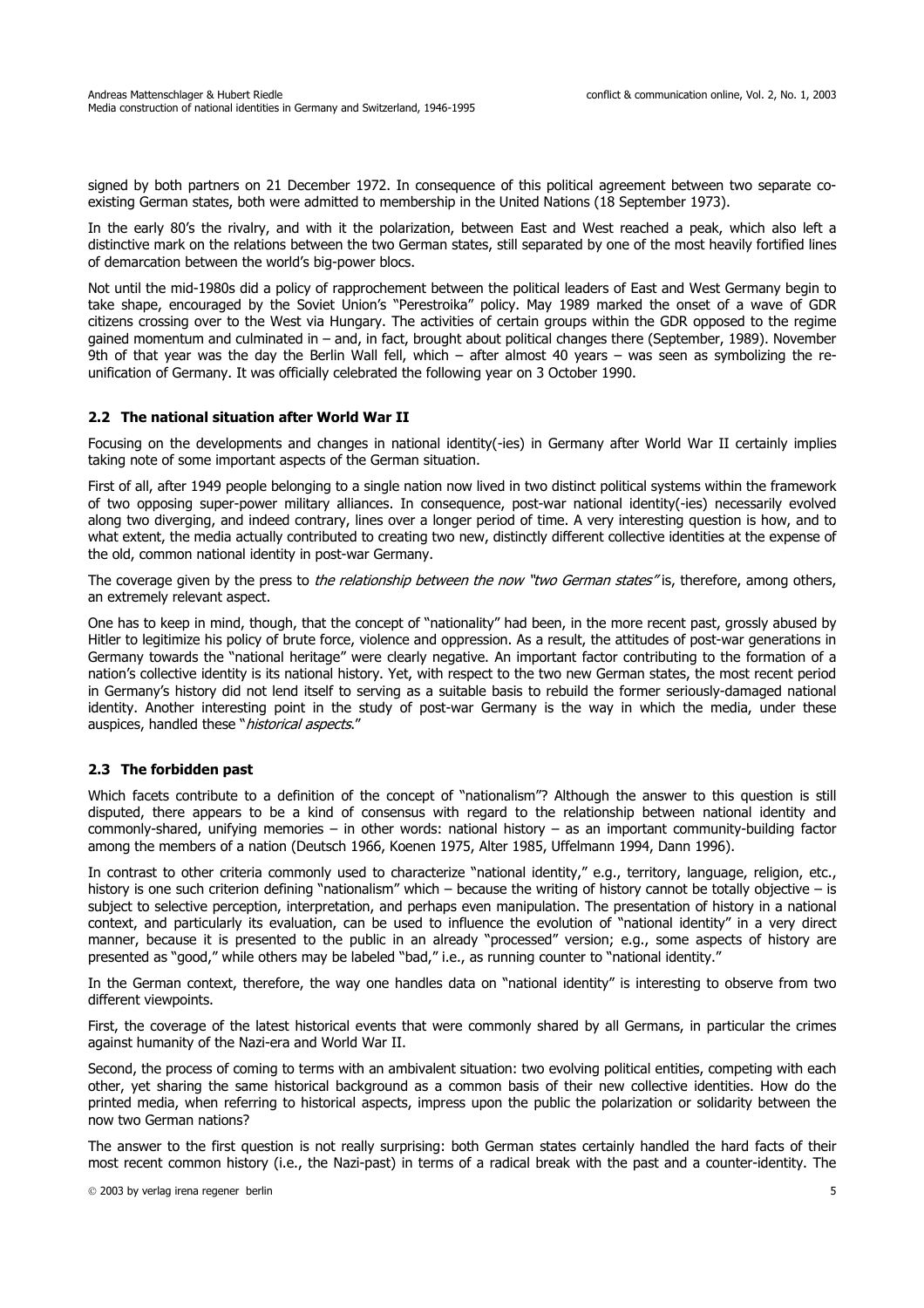signed by both partners on 21 December 1972. In consequence of this political agreement between two separate co-existing German states, both were admitted to membership in the United Nations (18 September 1973).

In the early 80's the rivalry, and with it the polarization, between East and West reached a peak, which also left a distinctive mark on the relations between the two German states, still separated by one of the most heavily fortified lines of demarcation between the world's big-power blocs.

Not until the mid-1980s did a policy of rapprochement between the political leaders of East and West Germany begin to take shape, encouraged by the Soviet Union's "Perestroika" policy. May 1989 marked the onset of a wave of GDR citizens crossing over to the West via Hungary. The activities of certain groups within the GDR opposed to the regime gained momentum and culminated in – and, in fact, brought about political changes there (September, 1989). November 9th of that year was the day the Berlin Wall fell, which – after almost 40 years – was seen as symbolizing the re-unification of Germany. It was officially celebrated the following year on 3 October 1990.

### 2.2 The national situation after World War II

Focusing on the developments and changes in national identity(-ies) in Germany after World War II certainly implies taking note of some important aspects of the German situation.

First of all, after 1949 people belonging to a single nation now lived in two distinct political systems within the framework of two opposing super-power military alliances. In consequence, post-war national identity(-ies) necessarily evolved along two diverging, and indeed contrary, lines over a longer period of time. A very interesting question is how, and to what extent, the media actually contributed to creating two new, distinctly different collective identities at the expense of the old, common national identity in post-war Germany.

The coverage given by the press to *the relationship between the now "two German states"* is, therefore, among others, an extremely relevant aspect.

One has to keep in mind, though, that the concept of "nationality" had been, in the more recent past, grossly abused by Hitler to legitimize his policy of brute force, violence and oppression. As a result, the attitudes of post-war generations in Germany towards the "national heritage" were clearly negative. An important factor contributing to the formation of a nation's collective identity is its national history. Yet, with respect to the two new German states, the most recent period in Germany's history did not lend itself to serving as a suitable basis to rebuild the former seriously-damaged national identity. Another interesting point in the study of post-war Germany is the way in which the media, under these auspices, handled these "*historical aspects*."

### 2.3 The forbidden past

Which facets contribute to a definition of the concept of "nationalism"? Although the answer to this question is still disputed, there appears to be a kind of consensus with regard to the relationship between national identity and commonly-shared, unifying memories – in other words: national history – as an important community-building factor among the members of a nation (Deutsch 1966, Koenen 1975, Alter 1985, Uffelmann 1994, Dann 1996).

In contrast to other criteria commonly used to characterize "national identity," e.g., territory, language, religion, etc., history is one such criterion defining "nationalism" which – because the writing of history cannot be totally objective – is subject to selective perception, interpretation, and perhaps even manipulation. The presentation of history in a national context, and particularly its evaluation, can be used to influence the evolution of "national identity" in a very direct manner, because it is presented to the public in an already "processed" version; e.g., some aspects of history are presented as "good," while others may be labeled "bad," i.e., as running counter to "national identity."

In the German context, therefore, the way one handles data on "national identity" is interesting to observe from two different viewpoints.

First, the coverage of the latest historical events that were commonly shared by all Germans, in particular the crimes against humanity of the Nazi-era and World War II.

Second, the process of coming to terms with an ambivalent situation: two evolving political entities, competing with each other, yet sharing the same historical background as a common basis of their new collective identities. How do the printed media, when referring to historical aspects, impress upon the public the polarization or solidarity between the now two German nations?

The answer to the first question is not really surprising: both German states certainly handled the hard facts of their most recent common history (i.e., the Nazi-past) in terms of a radical break with the past and a counter-identity. The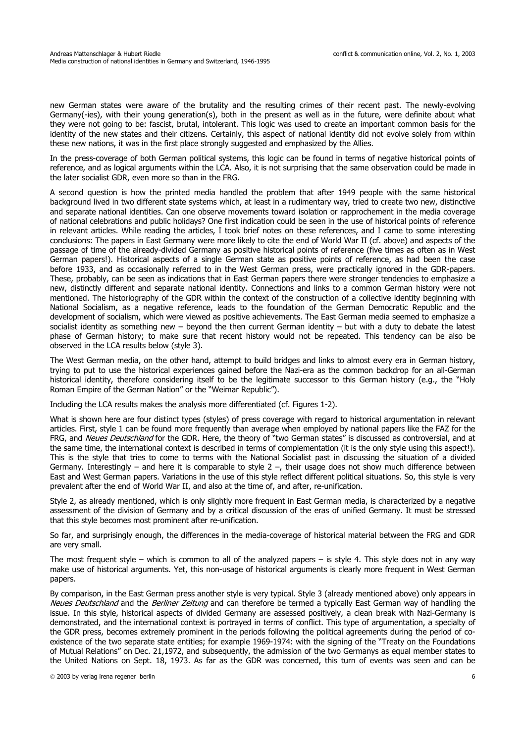new German states were aware of the brutality and the resulting crimes of their recent past. The newly-evolving Germany(-ies), with their young generation(s), both in the present as well as in the future, were definite about what they were not going to be: fascist, brutal, intolerant. This logic was used to create an important common basis for the identity of the new states and their citizens. Certainly, this aspect of national identity did not evolve solely from within these new nations, it was in the first place strongly suggested and emphasized by the Allies.

In the press-coverage of both German political systems, this logic can be found in terms of negative historical points of reference, and as logical arguments within the LCA. Also, it is not surprising that the same observation could be made in the later socialist GDR, even more so than in the FRG.

A second question is how the printed media handled the problem that after 1949 people with the same historical background lived in two different state systems which, at least in a rudimentary way, tried to create two new, distinctive and separate national identities. Can one observe movements toward isolation or rapprochement in the media coverage of national celebrations and public holidays? One first indication could be seen in the use of historical points of reference in relevant articles. While reading the articles, I took brief notes on these references, and I came to some interesting conclusions: The papers in East Germany were more likely to cite the end of World War II (cf. above) and aspects of the passage of time of the already-divided Germany as positive historical points of reference (five times as often as in West German papers!). Historical aspects of a single German state as positive points of reference, as had been the case before 1933, and as occasionally referred to in the West German press, were practically ignored in the GDR-papers. These, probably, can be seen as indications that in East German papers there were stronger tendencies to emphasize a new, distinctly different and separate national identity. Connections and links to a common German history were not mentioned. The historiography of the GDR within the context of the construction of a collective identity beginning with National Socialism, as a negative reference, leads to the foundation of the German Democratic Republic and the development of socialism, which were viewed as positive achievements. The East German media seemed to emphasize a socialist identity as something new – beyond the then current German identity – but with a duty to debate the latest phase of German history; to make sure that recent history would not be repeated. This tendency can be also be observed in the LCA results below (style 3).

The West German media, on the other hand, attempt to build bridges and links to almost every era in German history, trying to put to use the historical experiences gained before the Nazi-era as the common backdrop for an all-German historical identity, therefore considering itself to be the legitimate successor to this German history (e.g., the "Holy Roman Empire of the German Nation" or the "Weimar Republic").

Including the LCA results makes the analysis more differentiated (cf. Figures 1-2).

What is shown here are four distinct types (styles) of press coverage with regard to historical argumentation in relevant articles. First, style 1 can be found more frequently than average when employed by national papers like the FAZ for the FRG, and *Neues Deutschland* for the GDR. Here, the theory of "two German states" is discussed as controversial, and at the same time, the international context is described in terms of complementation (it is the only style using this aspect!). This is the style that tries to come to terms with the National Socialist past in discussing the situation of a divided Germany. Interestingly – and here it is comparable to style 2 –, their usage does not show much difference between East and West German papers. Variations in the use of this style reflect different political situations. So, this style is very prevalent after the end of World War II, and also at the time of, and after, re-unification.

Style 2, as already mentioned, which is only slightly more frequent in East German media, is characterized by a negative assessment of the division of Germany and by a critical discussion of the eras of unified Germany. It must be stressed that this style becomes most prominent after re-unification.

So far, and surprisingly enough, the differences in the media-coverage of historical material between the FRG and GDR are very small.

The most frequent style – which is common to all of the analyzed papers – is style 4. This style does not in any way make use of historical arguments. Yet, this non-usage of historical arguments is clearly more frequent in West German papers.

By comparison, in the East German press another style is very typical. Style 3 (already mentioned above) only appears in *Neues Deutschland* and the *Berliner Zeitung* and can therefore be termed a typically East German way of handling the issue. In this style, historical aspects of divided Germany are assessed positively, a clean break with Nazi-Germany is demonstrated, and the international context is portrayed in terms of conflict. This type of argumentation, a specialty of the GDR press, becomes extremely prominent in the periods following the political agreements during the period of co-existence of the two separate state entities; for example 1969-1974: with the signing of the "Treaty on the Foundations of Mutual Relations" on Dec. 21,1972, and subsequently, the admission of the two Germanys as equal member states to the United Nations on Sept. 18, 1973. As far as the GDR was concerned, this turn of events was seen and can be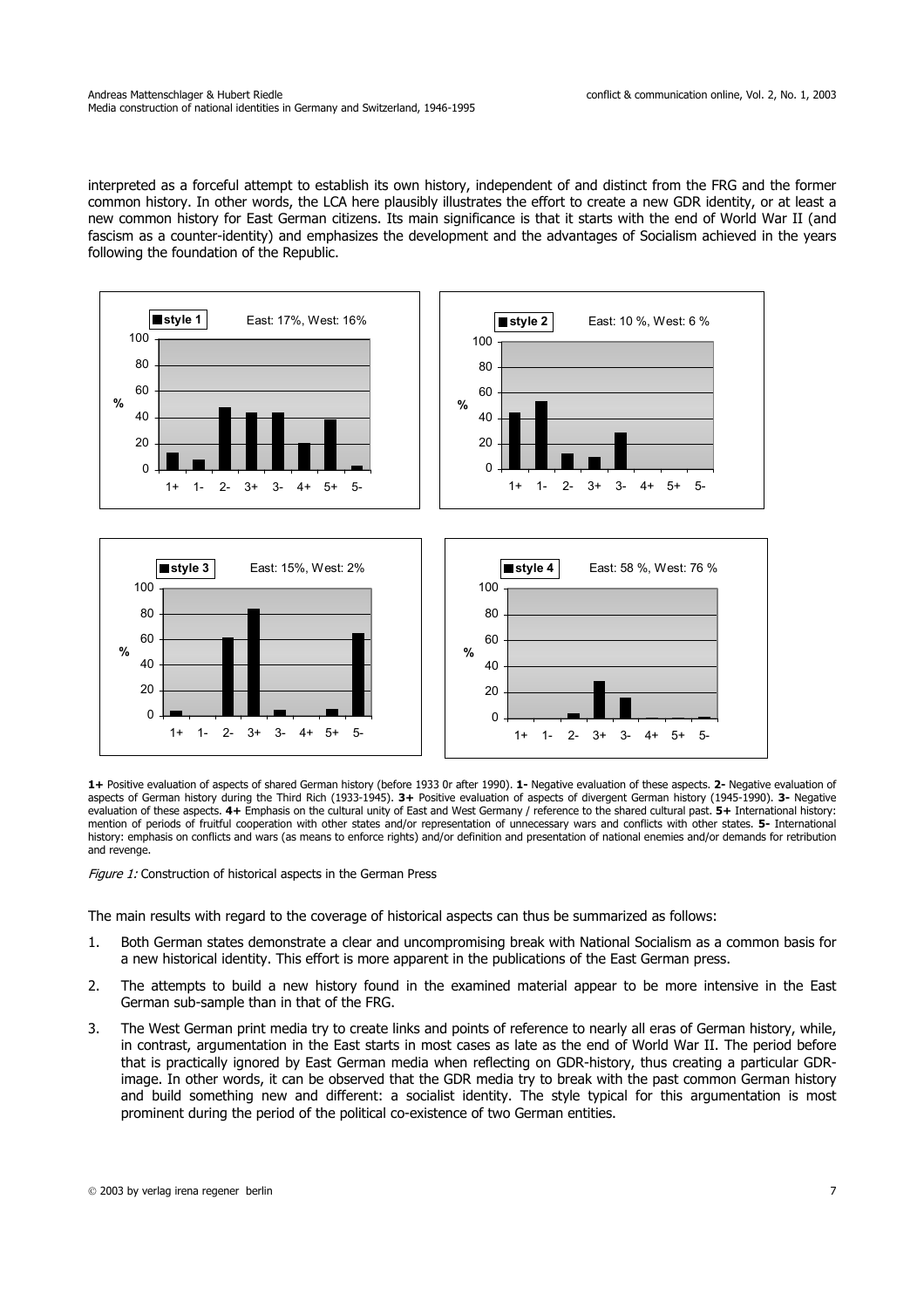interpreted as a forceful attempt to establish its own history, independent of and distinct from the FRG and the former common history. In other words, the LCA here plausibly illustrates the effort to create a new GDR identity, or at least a new common history for East German citizens. Its main significance is that it starts with the end of World War II (and fascism as a counter-identity) and emphasizes the development and the advantages of Socialism achieved in the years following the foundation of the Republic.

**1+** Positive evaluation of aspects of shared German history (before 1933 0r after 1990). **1-** Negative evaluation of these aspects. **2-** Negative evaluation of aspects of German history during the Third Rich (1933-1945). **3+** Positive evaluation of aspects of divergent German history (1945-1990). **3-** Negative evaluation of these aspects. **4+** Emphasis on the cultural unity of East and West Germany / reference to the shared cultural past. **5+** International history: mention of periods of fruitful cooperation with other states and/or representation of unnecessary wars and conflicts with other states. **5-** International history: emphasis on conflicts and wars (as means to enforce rights) and/or definition and presentation of national enemies and/or demands for retribution and revenge.

*Figure 1:* Construction of historical aspects in the German Press

The main results with regard to the coverage of historical aspects can thus be summarized as follows:

1. Both German states demonstrate a clear and uncompromising break with National Socialism as a common basis for a new historical identity. This effort is more apparent in the publications of the East German press.
2. The attempts to build a new history found in the examined material appear to be more intensive in the East German sub-sample than in that of the FRG.
3. The West German print media try to create links and points of reference to nearly all eras of German history, while, in contrast, argumentation in the East starts in most cases as late as the end of World War II. The period before that is practically ignored by East German media when reflecting on GDR-history, thus creating a particular GDR-image. In other words, it can be observed that the GDR media try to break with the past common German history and build something new and different: a socialist identity. The style typical for this argumentation is most prominent during the period of the political co-existence of two German entities.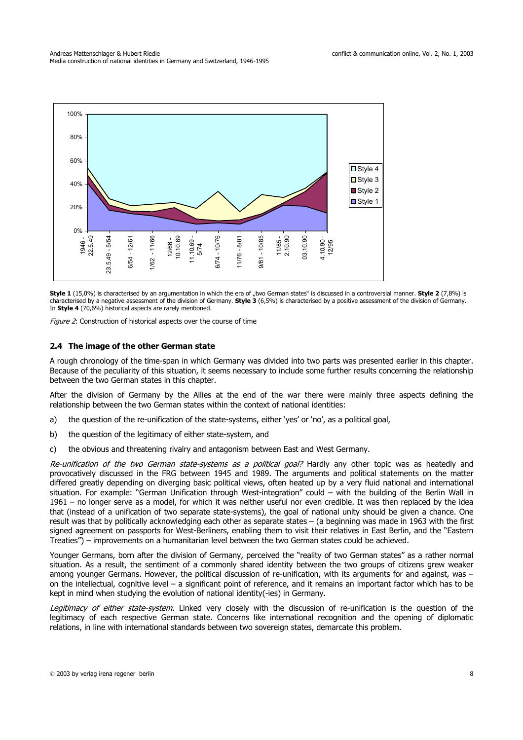**Style 1** (15,0%) is characterised by an argumentation in which the era of „two German states" is discussed in a controversial manner. **Style 2** (7,8%) is characterised by a negative assessment of the division of Germany. **Style 3** (6,5%) is characterised by a positive assessment of the division of Germany. In **Style 4** (70,6%) historical aspects are rarely mentioned.

*Figure 2*: Construction of historical aspects over the course of time

### 2.4 The image of the other German state

A rough chronology of the time-span in which Germany was divided into two parts was presented earlier in this chapter. Because of the peculiarity of this situation, it seems necessary to include some further results concerning the relationship between the two German states in this chapter.

After the division of Germany by the Allies at the end of the war there were mainly three aspects defining the relationship between the two German states within the context of national identities:

a) the question of the re-unification of the state-systems, either 'yes' or 'no', as a political goal,

b) the question of the legitimacy of either state-system, and

c) the obvious and threatening rivalry and antagonism between East and West Germany.

*Re-unification of the two German state-systems as a political goal?* Hardly any other topic was as heatedly and provocatively discussed in the FRG between 1945 and 1989. The arguments and political statements on the matter differed greatly depending on diverging basic political views, often heated up by a very fluid national and international situation. For example: "German Unification through West-integration" could – with the building of the Berlin Wall in 1961 – no longer serve as a model, for which it was neither useful nor even credible. It was then replaced by the idea that (instead of a unification of two separate state-systems), the goal of national unity should be given a chance. One result was that by politically acknowledging each other as separate states – (a beginning was made in 1963 with the first signed agreement on passports for West-Berliners, enabling them to visit their relatives in East Berlin, and the "Eastern Treaties") – improvements on a humanitarian level between the two German states could be achieved.

Younger Germans, born after the division of Germany, perceived the "reality of two German states" as a rather normal situation. As a result, the sentiment of a commonly shared identity between the two groups of citizens grew weaker among younger Germans. However, the political discussion of re-unification, with its arguments for and against, was – on the intellectual, cognitive level – a significant point of reference, and it remains an important factor which has to be kept in mind when studying the evolution of national identity(-ies) in Germany.

*Legitimacy of either state-system.* Linked very closely with the discussion of re-unification is the question of the legitimacy of each respective German state. Concerns like international recognition and the opening of diplomatic relations, in line with international standards between two sovereign states, demarcate this problem.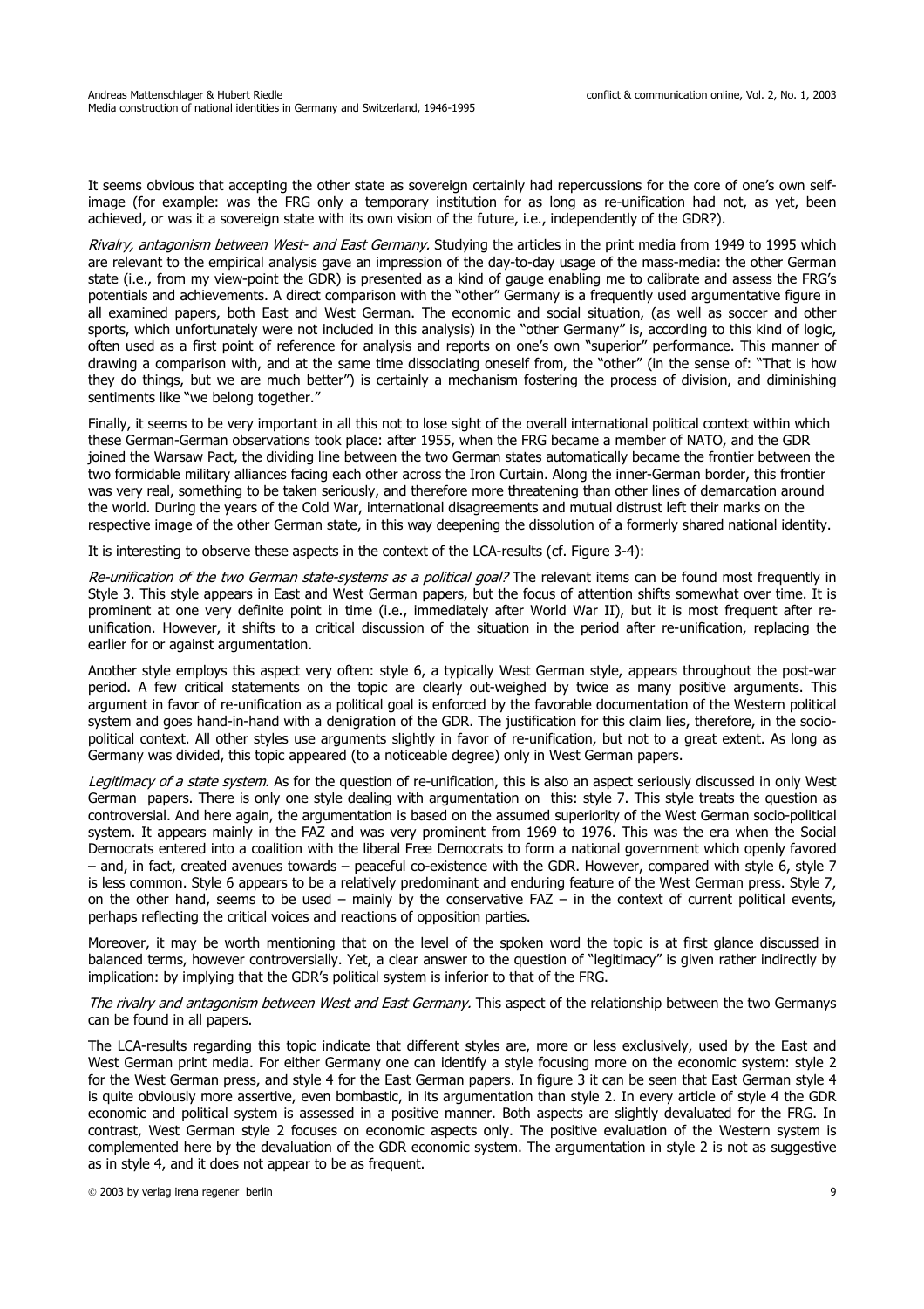It seems obvious that accepting the other state as sovereign certainly had repercussions for the core of one's own self-image (for example: was the FRG only a temporary institution for as long as re-unification had not, as yet, been achieved, or was it a sovereign state with its own vision of the future, i.e., independently of the GDR?).

*Rivalry, antagonism between West- and East Germany.* Studying the articles in the print media from 1949 to 1995 which are relevant to the empirical analysis gave an impression of the day-to-day usage of the mass-media: the other German state (i.e., from my view-point the GDR) is presented as a kind of gauge enabling me to calibrate and assess the FRG's potentials and achievements. A direct comparison with the "other" Germany is a frequently used argumentative figure in all examined papers, both East and West German. The economic and social situation, (as well as soccer and other sports, which unfortunately were not included in this analysis) in the "other Germany" is, according to this kind of logic, often used as a first point of reference for analysis and reports on one's own "superior" performance. This manner of drawing a comparison with, and at the same time dissociating oneself from, the "other" (in the sense of: "That is how they do things, but we are much better") is certainly a mechanism fostering the process of division, and diminishing sentiments like "we belong together."

Finally, it seems to be very important in all this not to lose sight of the overall international political context within which these German-German observations took place: after 1955, when the FRG became a member of NATO, and the GDR joined the Warsaw Pact, the dividing line between the two German states automatically became the frontier between the two formidable military alliances facing each other across the Iron Curtain. Along the inner-German border, this frontier was very real, something to be taken seriously, and therefore more threatening than other lines of demarcation around the world. During the years of the Cold War, international disagreements and mutual distrust left their marks on the respective image of the other German state, in this way deepening the dissolution of a formerly shared national identity.

It is interesting to observe these aspects in the context of the LCA-results (cf. Figure 3-4):

*Re-unification of the two German state-systems as a political goal?* The relevant items can be found most frequently in Style 3. This style appears in East and West German papers, but the focus of attention shifts somewhat over time. It is prominent at one very definite point in time (i.e., immediately after World War II), but it is most frequent after re-unification. However, it shifts to a critical discussion of the situation in the period after re-unification, replacing the earlier for or against argumentation.

Another style employs this aspect very often: style 6, a typically West German style, appears throughout the post-war period. A few critical statements on the topic are clearly out-weighed by twice as many positive arguments. This argument in favor of re-unification as a political goal is enforced by the favorable documentation of the Western political system and goes hand-in-hand with a denigration of the GDR. The justification for this claim lies, therefore, in the socio-political context. All other styles use arguments slightly in favor of re-unification, but not to a great extent. As long as Germany was divided, this topic appeared (to a noticeable degree) only in West German papers.

*Legitimacy of a state system.* As for the question of re-unification, this is also an aspect seriously discussed in only West German papers. There is only one style dealing with argumentation on this: style 7. This style treats the question as controversial. And here again, the argumentation is based on the assumed superiority of the West German socio-political system. It appears mainly in the FAZ and was very prominent from 1969 to 1976. This was the era when the Social Democrats entered into a coalition with the liberal Free Democrats to form a national government which openly favored – and, in fact, created avenues towards – peaceful co-existence with the GDR. However, compared with style 6, style 7 is less common. Style 6 appears to be a relatively predominant and enduring feature of the West German press. Style 7, on the other hand, seems to be used – mainly by the conservative FAZ – in the context of current political events, perhaps reflecting the critical voices and reactions of opposition parties.

Moreover, it may be worth mentioning that on the level of the spoken word the topic is at first glance discussed in balanced terms, however controversially. Yet, a clear answer to the question of "legitimacy" is given rather indirectly by implication: by implying that the GDR's political system is inferior to that of the FRG.

*The rivalry and antagonism between West and East Germany.* This aspect of the relationship between the two Germanys can be found in all papers.

The LCA-results regarding this topic indicate that different styles are, more or less exclusively, used by the East and West German print media. For either Germany one can identify a style focusing more on the economic system: style 2 for the West German press, and style 4 for the East German papers. In figure 3 it can be seen that East German style 4 is quite obviously more assertive, even bombastic, in its argumentation than style 2. In every article of style 4 the GDR economic and political system is assessed in a positive manner. Both aspects are slightly devaluated for the FRG. In contrast, West German style 2 focuses on economic aspects only. The positive evaluation of the Western system is complemented here by the devaluation of the GDR economic system. The argumentation in style 2 is not as suggestive as in style 4, and it does not appear to be as frequent.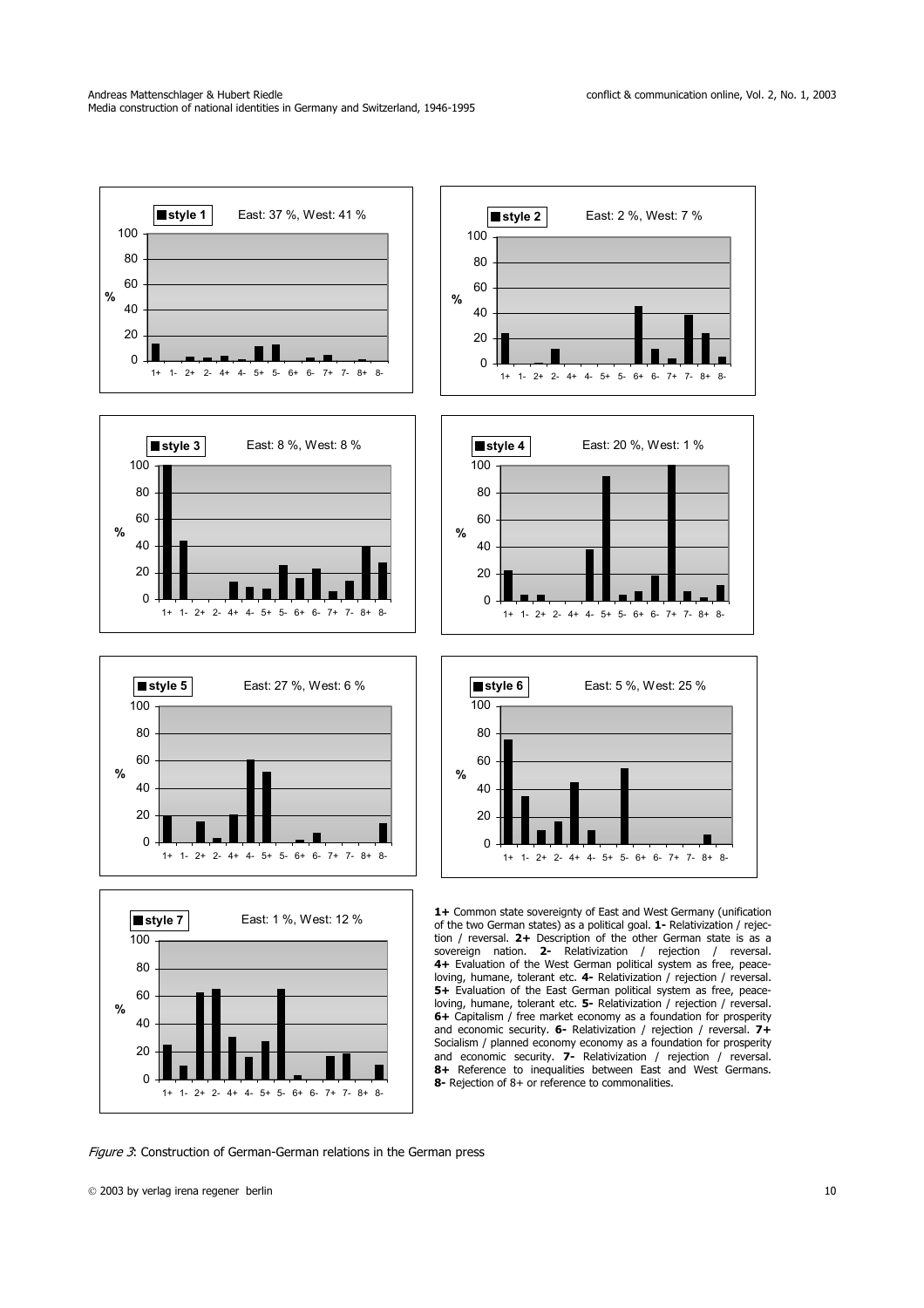**style 1** East: 37 %, West: 41 %

**style 2** East: 2 %, West: 7 %

**style 3** East: 8 %, West: 8 %

**style 4** East: 20 %, West: 1 %

**style 5** East: 27 %, West: 6 %

**style 6** East: 5 %, West: 25 %

**style 7** East: 1 %, West: 12 %

**1+** Common state sovereignty of East and West Germany (unification of the two German states) as a political goal. **1-** Relativization / rejection / reversal. **2+** Description of the other German state is as a sovereign nation. **2-** Relativization / rejection / reversal. **4+** Evaluation of the West German political system as free, peace-loving, humane, tolerant etc. **4-** Relativization / rejection / reversal. **5+** Evaluation of the East German political system as free, peace-loving, humane, tolerant etc. **5-** Relativization / rejection / reversal. **6+** Capitalism / free market economy as a foundation for prosperity and economic security. **6-** Relativization / rejection / reversal. **7+** Socialism / planned economy economy as a foundation for prosperity and economic security. **7-** Relativization / rejection / reversal. **8+** Reference to inequalities between East and West Germans. **8-** Rejection of 8+ or reference to commonalities.

*Figure 3*: Construction of German-German relations in the German press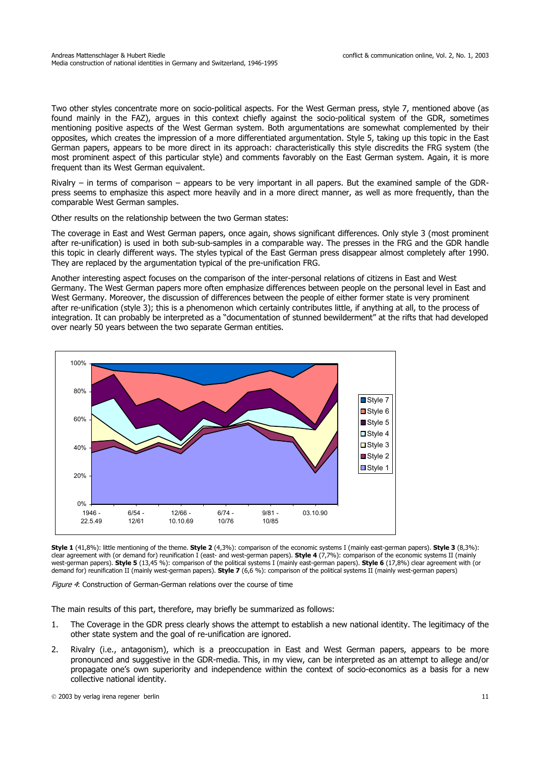Two other styles concentrate more on socio-political aspects. For the West German press, style 7, mentioned above (as found mainly in the FAZ), argues in this context chiefly against the socio-political system of the GDR, sometimes mentioning positive aspects of the West German system. Both argumentations are somewhat complemented by their opposites, which creates the impression of a more differentiated argumentation. Style 5, taking up this topic in the East German papers, appears to be more direct in its approach: characteristically this style discredits the FRG system (the most prominent aspect of this particular style) and comments favorably on the East German system. Again, it is more frequent than its West German equivalent.

Rivalry – in terms of comparison – appears to be very important in all papers. But the examined sample of the GDR-press seems to emphasize this aspect more heavily and in a more direct manner, as well as more frequently, than the comparable West German samples.

Other results on the relationship between the two German states:

The coverage in East and West German papers, once again, shows significant differences. Only style 3 (most prominent after re-unification) is used in both sub-sub-samples in a comparable way. The presses in the FRG and the GDR handle this topic in clearly different ways. The styles typical of the East German press disappear almost completely after 1990. They are replaced by the argumentation typical of the pre-unification FRG.

Another interesting aspect focuses on the comparison of the inter-personal relations of citizens in East and West Germany. The West German papers more often emphasize differences between people on the personal level in East and West Germany. Moreover, the discussion of differences between the people of either former state is very prominent after re-unification (style 3); this is a phenomenon which certainly contributes little, if anything at all, to the process of integration. It can probably be interpreted as a "documentation of stunned bewilderment" at the rifts that had developed over nearly 50 years between the two separate German entities.

**Style 1** (41,8%): little mentioning of the theme. **Style 2** (4,3%): comparison of the economic systems I (mainly east-german papers). **Style 3** (8,3%): clear agreement with (or demand for) reunification I (east- and west-german papers). **Style 4** (7,7%): comparison of the economic systems II (mainly west-german papers). **Style 5** (13,45 %): comparison of the political systems I (mainly east-german papers). **Style 6** (17,8%) clear agreement with (or demand for) reunification II (mainly west-german papers). **Style 7** (6,6 %): comparison of the political systems II (mainly west-german papers)

*Figure 4*: Construction of German-German relations over the course of time

The main results of this part, therefore, may briefly be summarized as follows:

1. The Coverage in the GDR press clearly shows the attempt to establish a new national identity. The legitimacy of the other state system and the goal of re-unification are ignored.
2. Rivalry (i.e., antagonism), which is a preoccupation in East and West German papers, appears to be more pronounced and suggestive in the GDR-media. This, in my view, can be interpreted as an attempt to allege and/or propagate one's own superiority and independence within the context of socio-economics as a basis for a new collective national identity.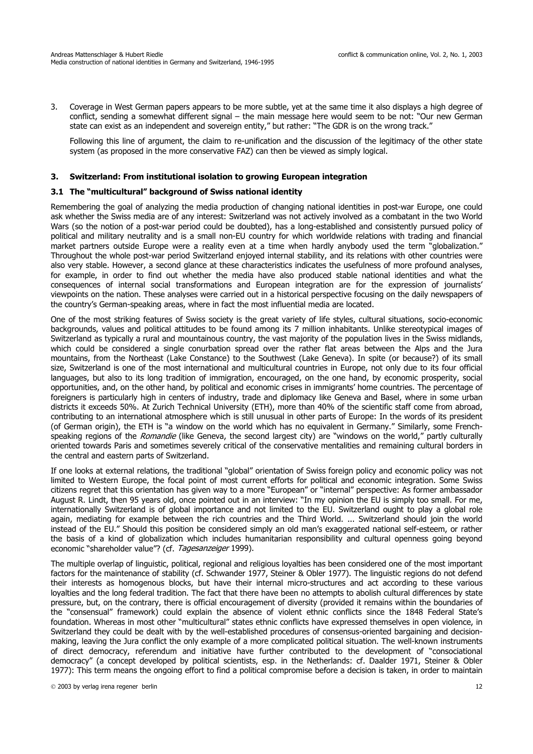3. Coverage in West German papers appears to be more subtle, yet at the same time it also displays a high degree of conflict, sending a somewhat different signal – the main message here would seem to be not: "Our new German state can exist as an independent and sovereign entity," but rather: "The GDR is on the wrong track."

   Following this line of argument, the claim to re-unification and the discussion of the legitimacy of the other state system (as proposed in the more conservative FAZ) can then be viewed as simply logical.

## 3. Switzerland: From institutional isolation to growing European integration

### 3.1 The "multicultural" background of Swiss national identity

Remembering the goal of analyzing the media production of changing national identities in post-war Europe, one could ask whether the Swiss media are of any interest: Switzerland was not actively involved as a combatant in the two World Wars (so the notion of a post-war period could be doubted), has a long-established and consistently pursued policy of political and military neutrality and is a small non-EU country for which worldwide relations with trading and financial market partners outside Europe were a reality even at a time when hardly anybody used the term "globalization." Throughout the whole post-war period Switzerland enjoyed internal stability, and its relations with other countries were also very stable. However, a second glance at these characteristics indicates the usefulness of more profound analyses, for example, in order to find out whether the media have also produced stable national identities and what the consequences of internal social transformations and European integration are for the expression of journalists' viewpoints on the nation. These analyses were carried out in a historical perspective focusing on the daily newspapers of the country's German-speaking areas, where in fact the most influential media are located.

One of the most striking features of Swiss society is the great variety of life styles, cultural situations, socio-economic backgrounds, values and political attitudes to be found among its 7 million inhabitants. Unlike stereotypical images of Switzerland as typically a rural and mountainous country, the vast majority of the population lives in the Swiss midlands, which could be considered a single conurbation spread over the rather flat areas between the Alps and the Jura mountains, from the Northeast (Lake Constance) to the Southwest (Lake Geneva). In spite (or because?) of its small size, Switzerland is one of the most international and multicultural countries in Europe, not only due to its four official languages, but also to its long tradition of immigration, encouraged, on the one hand, by economic prosperity, social opportunities, and, on the other hand, by political and economic crises in immigrants' home countries. The percentage of foreigners is particularly high in centers of industry, trade and diplomacy like Geneva and Basel, where in some urban districts it exceeds 50%. At Zurich Technical University (ETH), more than 40% of the scientific staff come from abroad, contributing to an international atmosphere which is still unusual in other parts of Europe: In the words of its president (of German origin), the ETH is "a window on the world which has no equivalent in Germany." Similarly, some French-speaking regions of the *Romandie* (like Geneva, the second largest city) are "windows on the world," partly culturally oriented towards Paris and sometimes severely critical of the conservative mentalities and remaining cultural borders in the central and eastern parts of Switzerland.

If one looks at external relations, the traditional "global" orientation of Swiss foreign policy and economic policy was not limited to Western Europe, the focal point of most current efforts for political and economic integration. Some Swiss citizens regret that this orientation has given way to a more "European" or "internal" perspective: As former ambassador August R. Lindt, then 95 years old, once pointed out in an interview: "In my opinion the EU is simply too small. For me, internationally Switzerland is of global importance and not limited to the EU. Switzerland ought to play a global role again, mediating for example between the rich countries and the Third World. ... Switzerland should join the world instead of the EU." Should this position be considered simply an old man's exaggerated national self-esteem, or rather the basis of a kind of globalization which includes humanitarian responsibility and cultural openness going beyond economic "shareholder value"? (cf. *Tagesanzeiger* 1999).

The multiple overlap of linguistic, political, regional and religious loyalties has been considered one of the most important factors for the maintenance of stability (cf. Schwander 1977, Steiner & Obler 1977). The linguistic regions do not defend their interests as homogenous blocks, but have their internal micro-structures and act according to these various loyalties and the long federal tradition. The fact that there have been no attempts to abolish cultural differences by state pressure, but, on the contrary, there is official encouragement of diversity (provided it remains within the boundaries of the "consensual" framework) could explain the absence of violent ethnic conflicts since the 1848 Federal State's foundation. Whereas in most other "multicultural" states ethnic conflicts have expressed themselves in open violence, in Switzerland they could be dealt with by the well-established procedures of consensus-oriented bargaining and decision-making, leaving the Jura conflict the only example of a more complicated political situation. The well-known instruments of direct democracy, referendum and initiative have further contributed to the development of "consociational democracy" (a concept developed by political scientists, esp. in the Netherlands: cf. Daalder 1971, Steiner & Obler 1977): This term means the ongoing effort to find a political compromise before a decision is taken, in order to maintain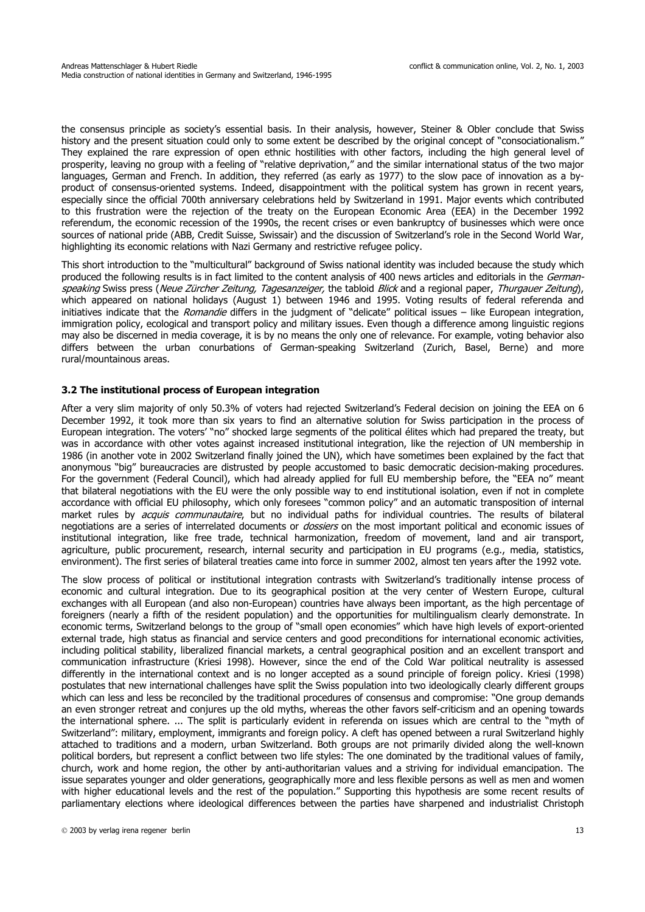the consensus principle as society's essential basis. In their analysis, however, Steiner & Obler conclude that Swiss history and the present situation could only to some extent be described by the original concept of "consociationalism." They explained the rare expression of open ethnic hostilities with other factors, including the high general level of prosperity, leaving no group with a feeling of "relative deprivation," and the similar international status of the two major languages, German and French. In addition, they referred (as early as 1977) to the slow pace of innovation as a by-product of consensus-oriented systems. Indeed, disappointment with the political system has grown in recent years, especially since the official 700th anniversary celebrations held by Switzerland in 1991. Major events which contributed to this frustration were the rejection of the treaty on the European Economic Area (EEA) in the December 1992 referendum, the economic recession of the 1990s, the recent crises or even bankruptcy of businesses which were once sources of national pride (ABB, Credit Suisse, Swissair) and the discussion of Switzerland's role in the Second World War, highlighting its economic relations with Nazi Germany and restrictive refugee policy.

This short introduction to the "multicultural" background of Swiss national identity was included because the study which produced the following results is in fact limited to the content analysis of 400 news articles and editorials in the *German-speaking* Swiss press (*Neue Zürcher Zeitung, Tagesanzeiger,* the tabloid *Blick* and a regional paper, *Thurgauer Zeitung*), which appeared on national holidays (August 1) between 1946 and 1995. Voting results of federal referenda and initiatives indicate that the *Romandie* differs in the judgment of "delicate" political issues – like European integration, immigration policy, ecological and transport policy and military issues. Even though a difference among linguistic regions may also be discerned in media coverage, it is by no means the only one of relevance. For example, voting behavior also differs between the urban conurbations of German-speaking Switzerland (Zurich, Basel, Berne) and more rural/mountainous areas.

### 3.2 The institutional process of European integration

After a very slim majority of only 50.3% of voters had rejected Switzerland's Federal decision on joining the EEA on 6 December 1992, it took more than six years to find an alternative solution for Swiss participation in the process of European integration. The voters' "no" shocked large segments of the political élites which had prepared the treaty, but was in accordance with other votes against increased institutional integration, like the rejection of UN membership in 1986 (in another vote in 2002 Switzerland finally joined the UN), which have sometimes been explained by the fact that anonymous "big" bureaucracies are distrusted by people accustomed to basic democratic decision-making procedures. For the government (Federal Council), which had already applied for full EU membership before, the "EEA no" meant that bilateral negotiations with the EU were the only possible way to end institutional isolation, even if not in complete accordance with official EU philosophy, which only foresees "common policy" and an automatic transposition of internal market rules by *acquis communautaire*, but no individual paths for individual countries. The results of bilateral negotiations are a series of interrelated documents or *dossiers* on the most important political and economic issues of institutional integration, like free trade, technical harmonization, freedom of movement, land and air transport, agriculture, public procurement, research, internal security and participation in EU programs (e.g., media, statistics, environment). The first series of bilateral treaties came into force in summer 2002, almost ten years after the 1992 vote.

The slow process of political or institutional integration contrasts with Switzerland's traditionally intense process of economic and cultural integration. Due to its geographical position at the very center of Western Europe, cultural exchanges with all European (and also non-European) countries have always been important, as the high percentage of foreigners (nearly a fifth of the resident population) and the opportunities for multilingualism clearly demonstrate. In economic terms, Switzerland belongs to the group of "small open economies" which have high levels of export-oriented external trade, high status as financial and service centers and good preconditions for international economic activities, including political stability, liberalized financial markets, a central geographical position and an excellent transport and communication infrastructure (Kriesi 1998). However, since the end of the Cold War political neutrality is assessed differently in the international context and is no longer accepted as a sound principle of foreign policy. Kriesi (1998) postulates that new international challenges have split the Swiss population into two ideologically clearly different groups which can less and less be reconciled by the traditional procedures of consensus and compromise: "One group demands an even stronger retreat and conjures up the old myths, whereas the other favors self-criticism and an opening towards the international sphere. ... The split is particularly evident in referenda on issues which are central to the "myth of Switzerland": military, employment, immigrants and foreign policy. A cleft has opened between a rural Switzerland highly attached to traditions and a modern, urban Switzerland. Both groups are not primarily divided along the well-known political borders, but represent a conflict between two life styles: The one dominated by the traditional values of family, church, work and home region, the other by anti-authoritarian values and a striving for individual emancipation. The issue separates younger and older generations, geographically more and less flexible persons as well as men and women with higher educational levels and the rest of the population." Supporting this hypothesis are some recent results of parliamentary elections where ideological differences between the parties have sharpened and industrialist Christoph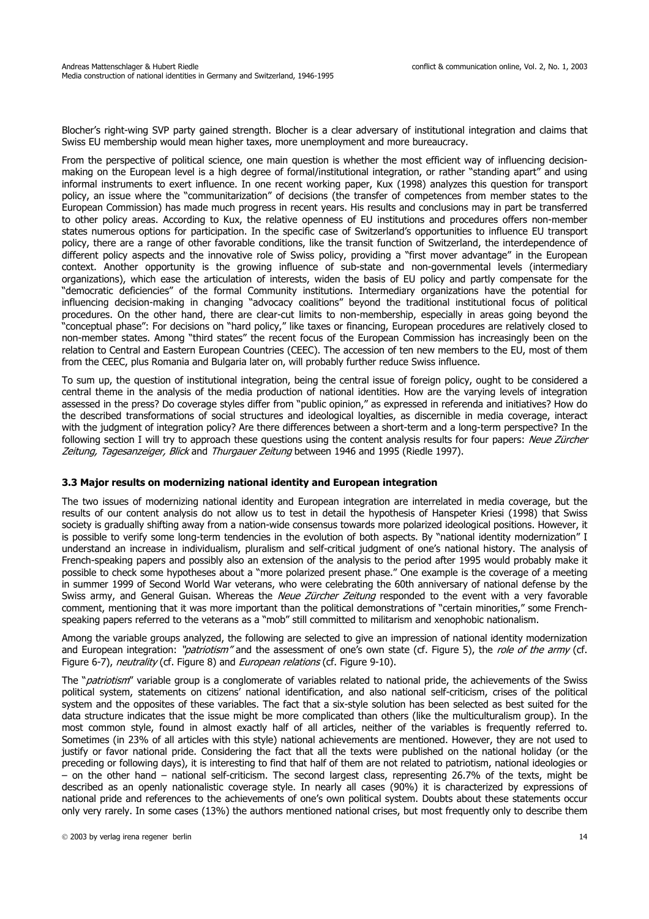Blocher's right-wing SVP party gained strength. Blocher is a clear adversary of institutional integration and claims that Swiss EU membership would mean higher taxes, more unemployment and more bureaucracy.

From the perspective of political science, one main question is whether the most efficient way of influencing decision-making on the European level is a high degree of formal/institutional integration, or rather "standing apart" and using informal instruments to exert influence. In one recent working paper, Kux (1998) analyzes this question for transport policy, an issue where the "communitarization" of decisions (the transfer of competences from member states to the European Commission) has made much progress in recent years. His results and conclusions may in part be transferred to other policy areas. According to Kux, the relative openness of EU institutions and procedures offers non-member states numerous options for participation. In the specific case of Switzerland's opportunities to influence EU transport policy, there are a range of other favorable conditions, like the transit function of Switzerland, the interdependence of different policy aspects and the innovative role of Swiss policy, providing a "first mover advantage" in the European context. Another opportunity is the growing influence of sub-state and non-governmental levels (intermediary organizations), which ease the articulation of interests, widen the basis of EU policy and partly compensate for the "democratic deficiencies" of the formal Community institutions. Intermediary organizations have the potential for influencing decision-making in changing "advocacy coalitions" beyond the traditional institutional focus of political procedures. On the other hand, there are clear-cut limits to non-membership, especially in areas going beyond the "conceptual phase": For decisions on "hard policy," like taxes or financing, European procedures are relatively closed to non-member states. Among "third states" the recent focus of the European Commission has increasingly been on the relation to Central and Eastern European Countries (CEEC). The accession of ten new members to the EU, most of them from the CEEC, plus Romania and Bulgaria later on, will probably further reduce Swiss influence.

To sum up, the question of institutional integration, being the central issue of foreign policy, ought to be considered a central theme in the analysis of the media production of national identities. How are the varying levels of integration assessed in the press? Do coverage styles differ from "public opinion," as expressed in referenda and initiatives? How do the described transformations of social structures and ideological loyalties, as discernible in media coverage, interact with the judgment of integration policy? Are there differences between a short-term and a long-term perspective? In the following section I will try to approach these questions using the content analysis results for four papers: *Neue Zürcher Zeitung, Tagesanzeiger, Blick* and *Thurgauer Zeitung* between 1946 and 1995 (Riedle 1997).

### 3.3 Major results on modernizing national identity and European integration

The two issues of modernizing national identity and European integration are interrelated in media coverage, but the results of our content analysis do not allow us to test in detail the hypothesis of Hanspeter Kriesi (1998) that Swiss society is gradually shifting away from a nation-wide consensus towards more polarized ideological positions. However, it is possible to verify some long-term tendencies in the evolution of both aspects. By "national identity modernization" I understand an increase in individualism, pluralism and self-critical judgment of one's national history. The analysis of French-speaking papers and possibly also an extension of the analysis to the period after 1995 would probably make it possible to check some hypotheses about a "more polarized present phase." One example is the coverage of a meeting in summer 1999 of Second World War veterans, who were celebrating the 60th anniversary of national defense by the Swiss army, and General Guisan. Whereas the *Neue Zürcher Zeitung* responded to the event with a very favorable comment, mentioning that it was more important than the political demonstrations of "certain minorities," some French-speaking papers referred to the veterans as a "mob" still committed to militarism and xenophobic nationalism.

Among the variable groups analyzed, the following are selected to give an impression of national identity modernization and European integration: *"patriotism"* and the assessment of one's own state (cf. Figure 5), the *role of the army* (cf. Figure 6-7), *neutrality* (cf. Figure 8) and *European relations* (cf. Figure 9-10).

The "*patriotism*" variable group is a conglomerate of variables related to national pride, the achievements of the Swiss political system, statements on citizens' national identification, and also national self-criticism, crises of the political system and the opposites of these variables. The fact that a six-style solution has been selected as best suited for the data structure indicates that the issue might be more complicated than others (like the multiculturalism group). In the most common style, found in almost exactly half of all articles, neither of the variables is frequently referred to. Sometimes (in 23% of all articles with this style) national achievements are mentioned. However, they are not used to justify or favor national pride. Considering the fact that all the texts were published on the national holiday (or the preceding or following days), it is interesting to find that half of them are not related to patriotism, national ideologies or – on the other hand – national self-criticism. The second largest class, representing 26.7% of the texts, might be described as an openly nationalistic coverage style. In nearly all cases (90%) it is characterized by expressions of national pride and references to the achievements of one's own political system. Doubts about these statements occur only very rarely. In some cases (13%) the authors mentioned national crises, but most frequently only to describe them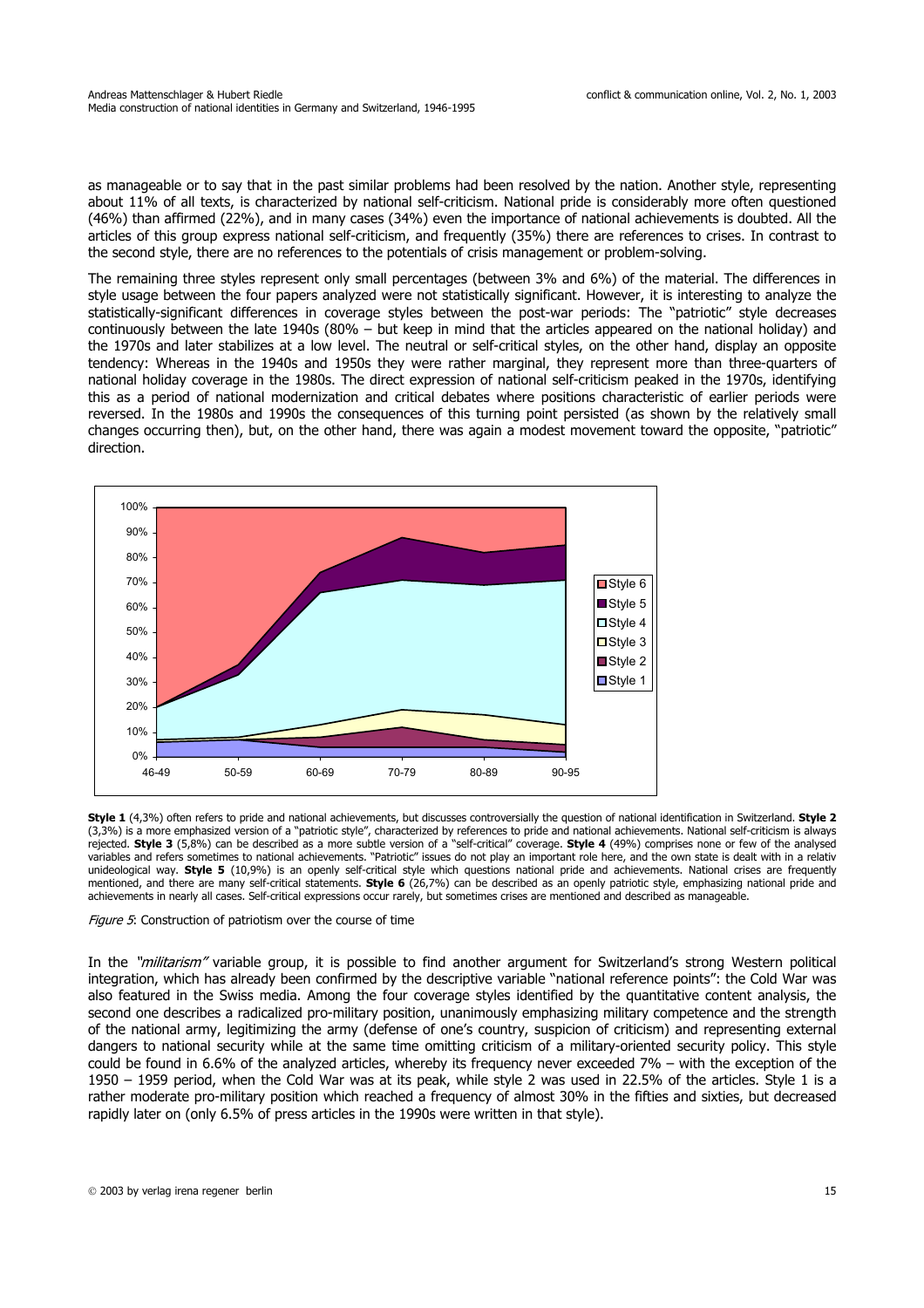as manageable or to say that in the past similar problems had been resolved by the nation. Another style, representing about 11% of all texts, is characterized by national self-criticism. National pride is considerably more often questioned (46%) than affirmed (22%), and in many cases (34%) even the importance of national achievements is doubted. All the articles of this group express national self-criticism, and frequently (35%) there are references to crises. In contrast to the second style, there are no references to the potentials of crisis management or problem-solving.

The remaining three styles represent only small percentages (between 3% and 6%) of the material. The differences in style usage between the four papers analyzed were not statistically significant. However, it is interesting to analyze the statistically-significant differences in coverage styles between the post-war periods: The "patriotic" style decreases continuously between the late 1940s (80% – but keep in mind that the articles appeared on the national holiday) and the 1970s and later stabilizes at a low level. The neutral or self-critical styles, on the other hand, display an opposite tendency: Whereas in the 1940s and 1950s they were rather marginal, they represent more than three-quarters of national holiday coverage in the 1980s. The direct expression of national self-criticism peaked in the 1970s, identifying this as a period of national modernization and critical debates where positions characteristic of earlier periods were reversed. In the 1980s and 1990s the consequences of this turning point persisted (as shown by the relatively small changes occurring then), but, on the other hand, there was again a modest movement toward the opposite, "patriotic" direction.

**Style 1** (4,3%) often refers to pride and national achievements, but discusses controversially the question of national identification in Switzerland. **Style 2** (3,3%) is a more emphasized version of a "patriotic style", characterized by references to pride and national achievements. National self-criticism is always rejected. **Style 3** (5,8%) can be described as a more subtle version of a "self-critical" coverage. **Style 4** (49%) comprises none or few of the analysed variables and refers sometimes to national achievements. "Patriotic" issues do not play an important role here, and the own state is dealt with in a relativ unideological way. **Style 5** (10,9%) is an openly self-critical style which questions national pride and achievements. National crises are frequently mentioned, and there are many self-critical statements. **Style 6** (26,7%) can be described as an openly patriotic style, emphasizing national pride and achievements in nearly all cases. Self-critical expressions occur rarely, but sometimes crises are mentioned and described as manageable.

*Figure 5*: Construction of patriotism over the course of time

In the *"militarism"* variable group, it is possible to find another argument for Switzerland's strong Western political integration, which has already been confirmed by the descriptive variable "national reference points": the Cold War was also featured in the Swiss media. Among the four coverage styles identified by the quantitative content analysis, the second one describes a radicalized pro-military position, unanimously emphasizing military competence and the strength of the national army, legitimizing the army (defense of one's country, suspicion of criticism) and representing external dangers to national security while at the same time omitting criticism of a military-oriented security policy. This style could be found in 6.6% of the analyzed articles, whereby its frequency never exceeded 7% – with the exception of the 1950 – 1959 period, when the Cold War was at its peak, while style 2 was used in 22.5% of the articles. Style 1 is a rather moderate pro-military position which reached a frequency of almost 30% in the fifties and sixties, but decreased rapidly later on (only 6.5% of press articles in the 1990s were written in that style).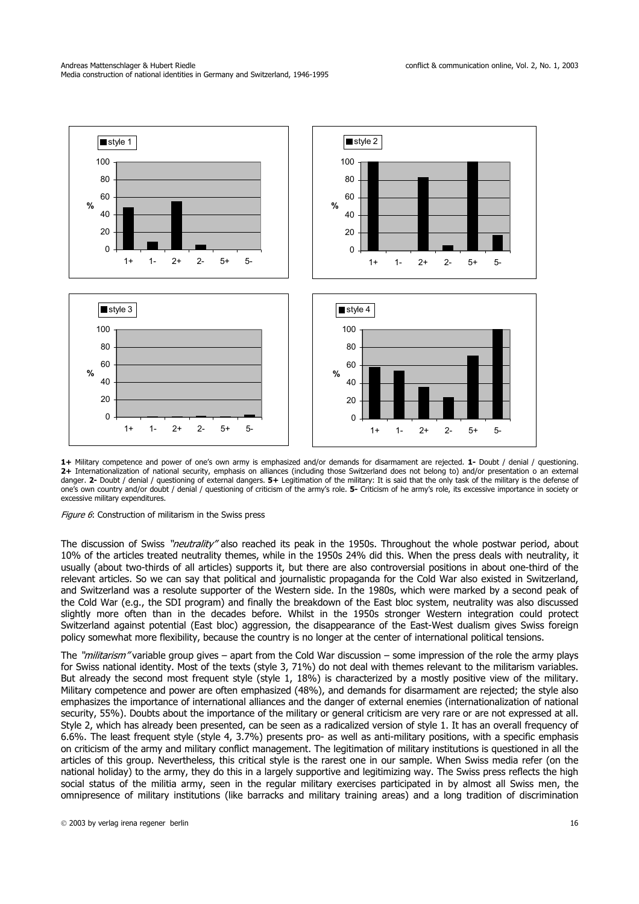**1+** Military competence and power of one's own army is emphasized and/or demands for disarmament are rejected. **1-** Doubt / denial / questioning. **2+** Internationalization of national security, emphasis on alliances (including those Switzerland does not belong to) and/or presentation o an external danger. **2-** Doubt / denial / questioning of external dangers. **5+** Legitimation of the military: It is said that the only task of the military is the defense of one's own country and/or doubt / denial / questioning of criticism of the army's role. **5-** Criticism of he army's role, its excessive importance in society or excessive military expenditures.

*Figure 6*: Construction of militarism in the Swiss press

The discussion of Swiss *"neutrality"* also reached its peak in the 1950s. Throughout the whole postwar period, about 10% of the articles treated neutrality themes, while in the 1950s 24% did this. When the press deals with neutrality, it usually (about two-thirds of all articles) supports it, but there are also controversial positions in about one-third of the relevant articles. So we can say that political and journalistic propaganda for the Cold War also existed in Switzerland, and Switzerland was a resolute supporter of the Western side. In the 1980s, which were marked by a second peak of the Cold War (e.g., the SDI program) and finally the breakdown of the East bloc system, neutrality was also discussed slightly more often than in the decades before. Whilst in the 1950s stronger Western integration could protect Switzerland against potential (East bloc) aggression, the disappearance of the East-West dualism gives Swiss foreign policy somewhat more flexibility, because the country is no longer at the center of international political tensions.

The *"militarism"* variable group gives – apart from the Cold War discussion – some impression of the role the army plays for Swiss national identity. Most of the texts (style 3, 71%) do not deal with themes relevant to the militarism variables. But already the second most frequent style (style 1, 18%) is characterized by a mostly positive view of the military. Military competence and power are often emphasized (48%), and demands for disarmament are rejected; the style also emphasizes the importance of international alliances and the danger of external enemies (internationalization of national security, 55%). Doubts about the importance of the military or general criticism are very rare or are not expressed at all. Style 2, which has already been presented, can be seen as a radicalized version of style 1. It has an overall frequency of 6.6%. The least frequent style (style 4, 3.7%) presents pro- as well as anti-military positions, with a specific emphasis on criticism of the army and military conflict management. The legitimation of military institutions is questioned in all the articles of this group. Nevertheless, this critical style is the rarest one in our sample. When Swiss media refer (on the national holiday) to the army, they do this in a largely supportive and legitimizing way. The Swiss press reflects the high social status of the militia army, seen in the regular military exercises participated in by almost all Swiss men, the omnipresence of military institutions (like barracks and military training areas) and a long tradition of discrimination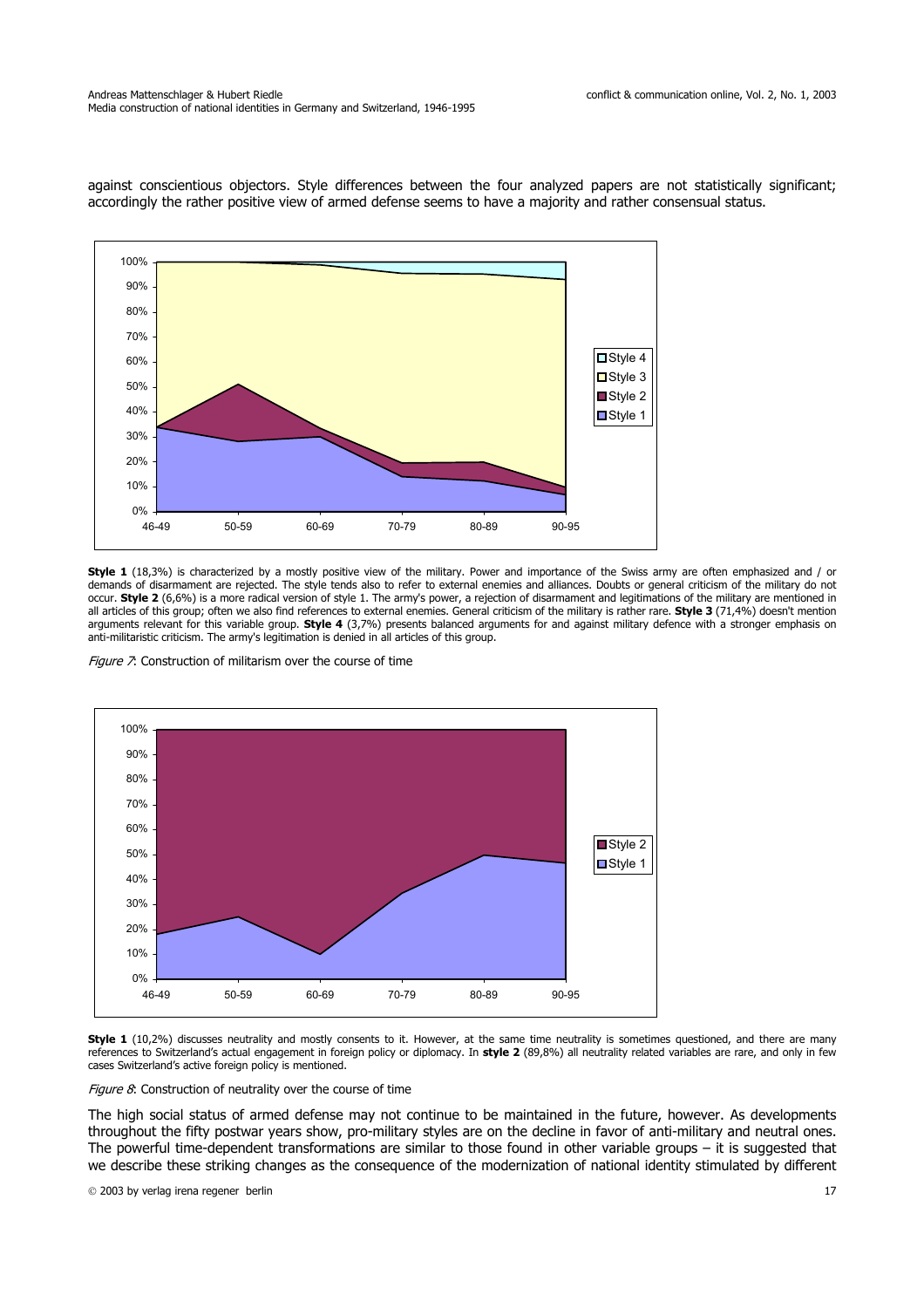against conscientious objectors. Style differences between the four analyzed papers are not statistically significant; accordingly the rather positive view of armed defense seems to have a majority and rather consensual status.

**Style 1** (18,3%) is characterized by a mostly positive view of the military. Power and importance of the Swiss army are often emphasized and / or demands of disarmament are rejected. The style tends also to refer to external enemies and alliances. Doubts or general criticism of the military do not occur. **Style 2** (6,6%) is a more radical version of style 1. The army's power, a rejection of disarmament and legitimations of the military are mentioned in all articles of this group; often we also find references to external enemies. General criticism of the military is rather rare. **Style 3** (71,4%) doesn't mention arguments relevant for this variable group. **Style 4** (3,7%) presents balanced arguments for and against military defence with a stronger emphasis on anti-militaristic criticism. The army's legitimation is denied in all articles of this group.

*Figure 7*: Construction of militarism over the course of time

**Style 1** (10,2%) discusses neutrality and mostly consents to it. However, at the same time neutrality is sometimes questioned, and there are many references to Switzerland's actual engagement in foreign policy or diplomacy. In **style 2** (89,8%) all neutrality related variables are rare, and only in few cases Switzerland's active foreign policy is mentioned.

*Figure 8*: Construction of neutrality over the course of time

The high social status of armed defense may not continue to be maintained in the future, however. As developments throughout the fifty postwar years show, pro-military styles are on the decline in favor of anti-military and neutral ones. The powerful time-dependent transformations are similar to those found in other variable groups – it is suggested that we describe these striking changes as the consequence of the modernization of national identity stimulated by different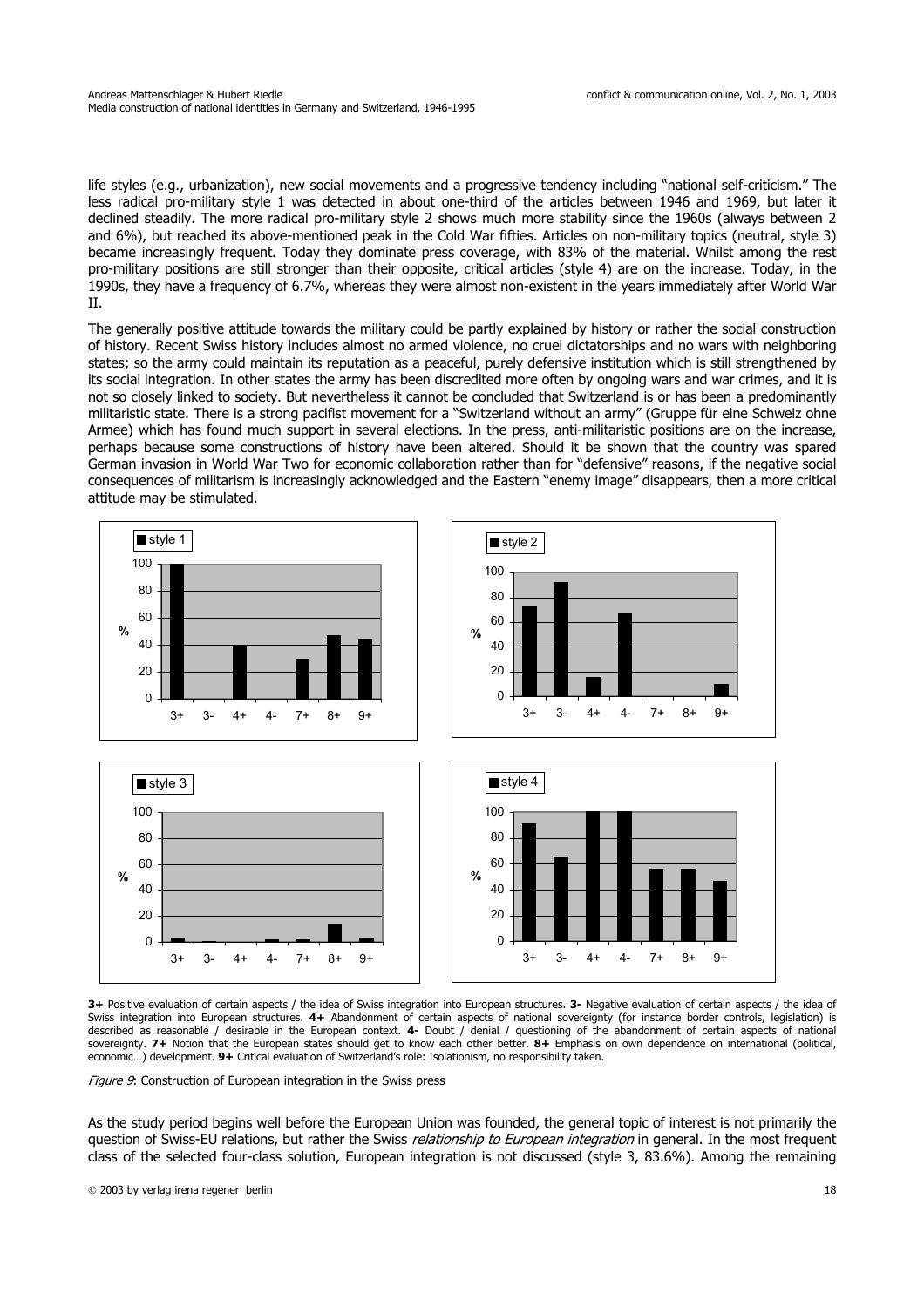life styles (e.g., urbanization), new social movements and a progressive tendency including "national self-criticism." The less radical pro-military style 1 was detected in about one-third of the articles between 1946 and 1969, but later it declined steadily. The more radical pro-military style 2 shows much more stability since the 1960s (always between 2 and 6%), but reached its above-mentioned peak in the Cold War fifties. Articles on non-military topics (neutral, style 3) became increasingly frequent. Today they dominate press coverage, with 83% of the material. Whilst among the rest pro-military positions are still stronger than their opposite, critical articles (style 4) are on the increase. Today, in the 1990s, they have a frequency of 6.7%, whereas they were almost non-existent in the years immediately after World War II.

The generally positive attitude towards the military could be partly explained by history or rather the social construction of history. Recent Swiss history includes almost no armed violence, no cruel dictatorships and no wars with neighboring states; so the army could maintain its reputation as a peaceful, purely defensive institution which is still strengthened by its social integration. In other states the army has been discredited more often by ongoing wars and war crimes, and it is not so closely linked to society. But nevertheless it cannot be concluded that Switzerland is or has been a predominantly militaristic state. There is a strong pacifist movement for a "Switzerland without an army" (Gruppe für eine Schweiz ohne Armee) which has found much support in several elections. In the press, anti-militaristic positions are on the increase, perhaps because some constructions of history have been altered. Should it be shown that the country was spared German invasion in World War Two for economic collaboration rather than for "defensive" reasons, if the negative social consequences of militarism is increasingly acknowledged and the Eastern "enemy image" disappears, then a more critical attitude may be stimulated.

**3+** Positive evaluation of certain aspects / the idea of Swiss integration into European structures. **3-** Negative evaluation of certain aspects / the idea of Swiss integration into European structures. **4+** Abandonment of certain aspects of national sovereignty (for instance border controls, legislation) is described as reasonable / desirable in the European context. **4-** Doubt / denial / questioning of the abandonment of certain aspects of national sovereignty. **7+** Notion that the European states should get to know each other better. **8+** Emphasis on own dependence on international (political, economic…) development. **9+** Critical evaluation of Switzerland's role: Isolationism, no responsibility taken.

*Figure 9*: Construction of European integration in the Swiss press

As the study period begins well before the European Union was founded, the general topic of interest is not primarily the question of Swiss-EU relations, but rather the Swiss *relationship to European integration* in general. In the most frequent class of the selected four-class solution, European integration is not discussed (style 3, 83.6%). Among the remaining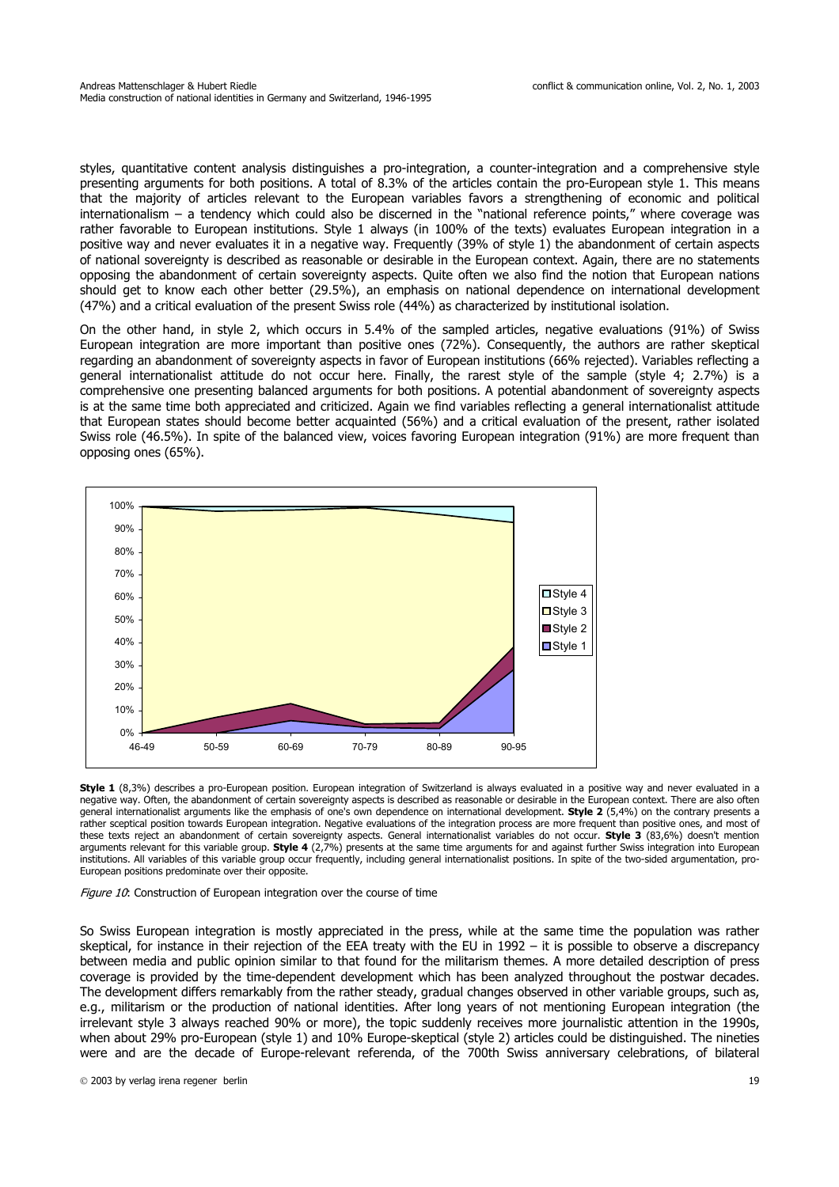styles, quantitative content analysis distinguishes a pro-integration, a counter-integration and a comprehensive style presenting arguments for both positions. A total of 8.3% of the articles contain the pro-European style 1. This means that the majority of articles relevant to the European variables favors a strengthening of economic and political internationalism – a tendency which could also be discerned in the "national reference points," where coverage was rather favorable to European institutions. Style 1 always (in 100% of the texts) evaluates European integration in a positive way and never evaluates it in a negative way. Frequently (39% of style 1) the abandonment of certain aspects of national sovereignty is described as reasonable or desirable in the European context. Again, there are no statements opposing the abandonment of certain sovereignty aspects. Quite often we also find the notion that European nations should get to know each other better (29.5%), an emphasis on national dependence on international development (47%) and a critical evaluation of the present Swiss role (44%) as characterized by institutional isolation.

On the other hand, in style 2, which occurs in 5.4% of the sampled articles, negative evaluations (91%) of Swiss European integration are more important than positive ones (72%). Consequently, the authors are rather skeptical regarding an abandonment of sovereignty aspects in favor of European institutions (66% rejected). Variables reflecting a general internationalist attitude do not occur here. Finally, the rarest style of the sample (style 4; 2.7%) is a comprehensive one presenting balanced arguments for both positions. A potential abandonment of sovereignty aspects is at the same time both appreciated and criticized. Again we find variables reflecting a general internationalist attitude that European states should become better acquainted (56%) and a critical evaluation of the present, rather isolated Swiss role (46.5%). In spite of the balanced view, voices favoring European integration (91%) are more frequent than opposing ones (65%).

**Style 1** (8,3%) describes a pro-European position. European integration of Switzerland is always evaluated in a positive way and never evaluated in a negative way. Often, the abandonment of certain sovereignty aspects is described as reasonable or desirable in the European context. There are also often general internationalist arguments like the emphasis of one's own dependence on international development. **Style 2** (5,4%) on the contrary presents a rather sceptical position towards European integration. Negative evaluations of the integration process are more frequent than positive ones, and most of these texts reject an abandonment of certain sovereignty aspects. General internationalist variables do not occur. **Style 3** (83,6%) doesn't mention arguments relevant for this variable group. **Style 4** (2,7%) presents at the same time arguments for and against further Swiss integration into European institutions. All variables of this variable group occur frequently, including general internationalist positions. In spite of the two-sided argumentation, pro-European positions predominate over their opposite.

*Figure 10*: Construction of European integration over the course of time

So Swiss European integration is mostly appreciated in the press, while at the same time the population was rather skeptical, for instance in their rejection of the EEA treaty with the EU in 1992 – it is possible to observe a discrepancy between media and public opinion similar to that found for the militarism themes. A more detailed description of press coverage is provided by the time-dependent development which has been analyzed throughout the postwar decades. The development differs remarkably from the rather steady, gradual changes observed in other variable groups, such as, e.g., militarism or the production of national identities. After long years of not mentioning European integration (the irrelevant style 3 always reached 90% or more), the topic suddenly receives more journalistic attention in the 1990s, when about 29% pro-European (style 1) and 10% Europe-skeptical (style 2) articles could be distinguished. The nineties were and are the decade of Europe-relevant referenda, of the 700th Swiss anniversary celebrations, of bilateral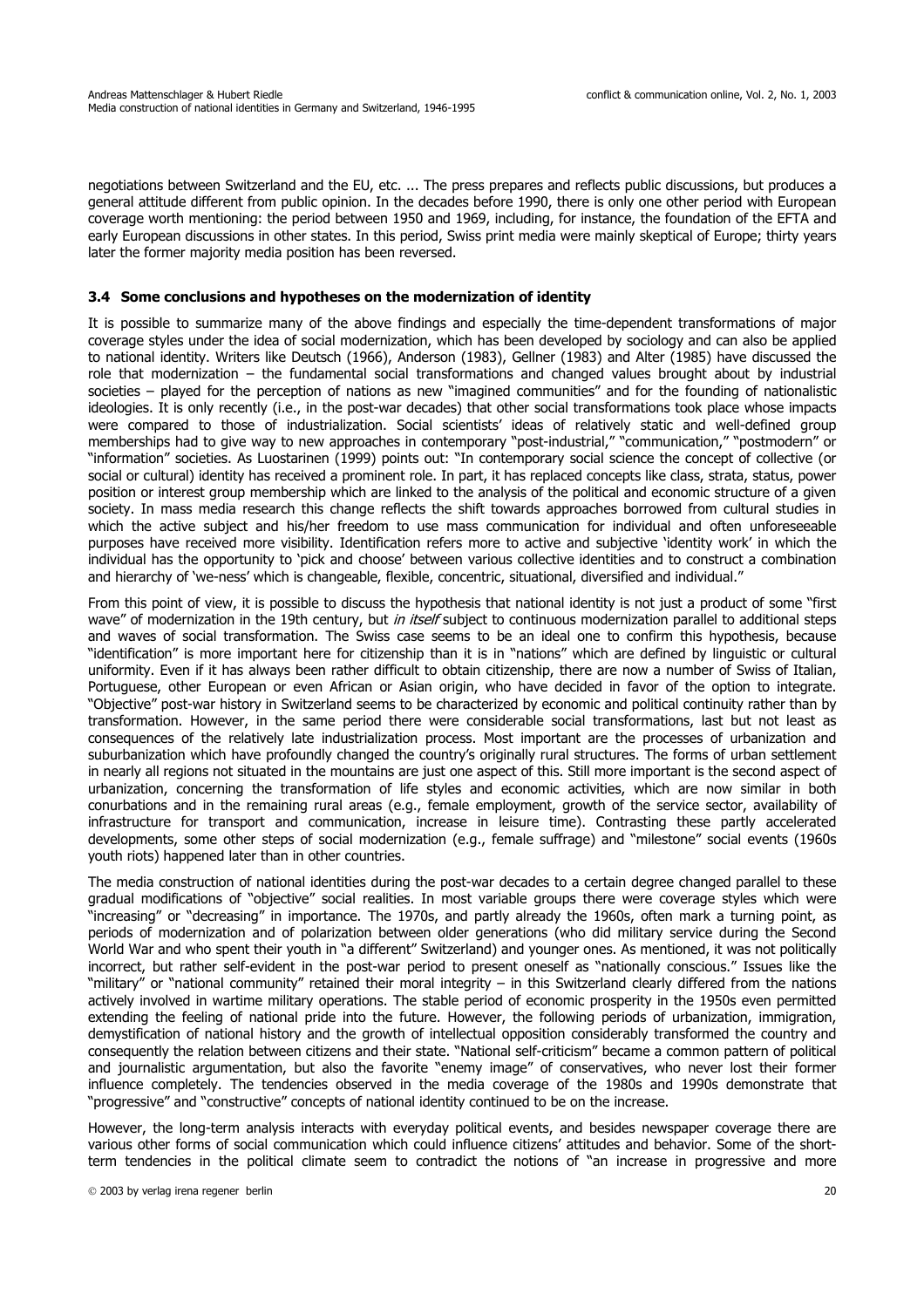negotiations between Switzerland and the EU, etc. ... The press prepares and reflects public discussions, but produces a general attitude different from public opinion. In the decades before 1990, there is only one other period with European coverage worth mentioning: the period between 1950 and 1969, including, for instance, the foundation of the EFTA and early European discussions in other states. In this period, Swiss print media were mainly skeptical of Europe; thirty years later the former majority media position has been reversed.

### 3.4 Some conclusions and hypotheses on the modernization of identity

It is possible to summarize many of the above findings and especially the time-dependent transformations of major coverage styles under the idea of social modernization, which has been developed by sociology and can also be applied to national identity. Writers like Deutsch (1966), Anderson (1983), Gellner (1983) and Alter (1985) have discussed the role that modernization – the fundamental social transformations and changed values brought about by industrial societies – played for the perception of nations as new "imagined communities" and for the founding of nationalistic ideologies. It is only recently (i.e., in the post-war decades) that other social transformations took place whose impacts were compared to those of industrialization. Social scientists' ideas of relatively static and well-defined group memberships had to give way to new approaches in contemporary "post-industrial," "communication," "postmodern" or "information" societies. As Luostarinen (1999) points out: "In contemporary social science the concept of collective (or social or cultural) identity has received a prominent role. In part, it has replaced concepts like class, strata, status, power position or interest group membership which are linked to the analysis of the political and economic structure of a given society. In mass media research this change reflects the shift towards approaches borrowed from cultural studies in which the active subject and his/her freedom to use mass communication for individual and often unforeseeable purposes have received more visibility. Identification refers more to active and subjective 'identity work' in which the individual has the opportunity to 'pick and choose' between various collective identities and to construct a combination and hierarchy of 'we-ness' which is changeable, flexible, concentric, situational, diversified and individual."

From this point of view, it is possible to discuss the hypothesis that national identity is not just a product of some "first wave" of modernization in the 19th century, but *in itself* subject to continuous modernization parallel to additional steps and waves of social transformation. The Swiss case seems to be an ideal one to confirm this hypothesis, because "identification" is more important here for citizenship than it is in "nations" which are defined by linguistic or cultural uniformity. Even if it has always been rather difficult to obtain citizenship, there are now a number of Swiss of Italian, Portuguese, other European or even African or Asian origin, who have decided in favor of the option to integrate. "Objective" post-war history in Switzerland seems to be characterized by economic and political continuity rather than by transformation. However, in the same period there were considerable social transformations, last but not least as consequences of the relatively late industrialization process. Most important are the processes of urbanization and suburbanization which have profoundly changed the country's originally rural structures. The forms of urban settlement in nearly all regions not situated in the mountains are just one aspect of this. Still more important is the second aspect of urbanization, concerning the transformation of life styles and economic activities, which are now similar in both conurbations and in the remaining rural areas (e.g., female employment, growth of the service sector, availability of infrastructure for transport and communication, increase in leisure time). Contrasting these partly accelerated developments, some other steps of social modernization (e.g., female suffrage) and "milestone" social events (1960s youth riots) happened later than in other countries.

The media construction of national identities during the post-war decades to a certain degree changed parallel to these gradual modifications of "objective" social realities. In most variable groups there were coverage styles which were "increasing" or "decreasing" in importance. The 1970s, and partly already the 1960s, often mark a turning point, as periods of modernization and of polarization between older generations (who did military service during the Second World War and who spent their youth in "a different" Switzerland) and younger ones. As mentioned, it was not politically incorrect, but rather self-evident in the post-war period to present oneself as "nationally conscious." Issues like the "military" or "national community" retained their moral integrity – in this Switzerland clearly differed from the nations actively involved in wartime military operations. The stable period of economic prosperity in the 1950s even permitted extending the feeling of national pride into the future. However, the following periods of urbanization, immigration, demystification of national history and the growth of intellectual opposition considerably transformed the country and consequently the relation between citizens and their state. "National self-criticism" became a common pattern of political and journalistic argumentation, but also the favorite "enemy image" of conservatives, who never lost their former influence completely. The tendencies observed in the media coverage of the 1980s and 1990s demonstrate that "progressive" and "constructive" concepts of national identity continued to be on the increase.

However, the long-term analysis interacts with everyday political events, and besides newspaper coverage there are various other forms of social communication which could influence citizens' attitudes and behavior. Some of the short-term tendencies in the political climate seem to contradict the notions of "an increase in progressive and more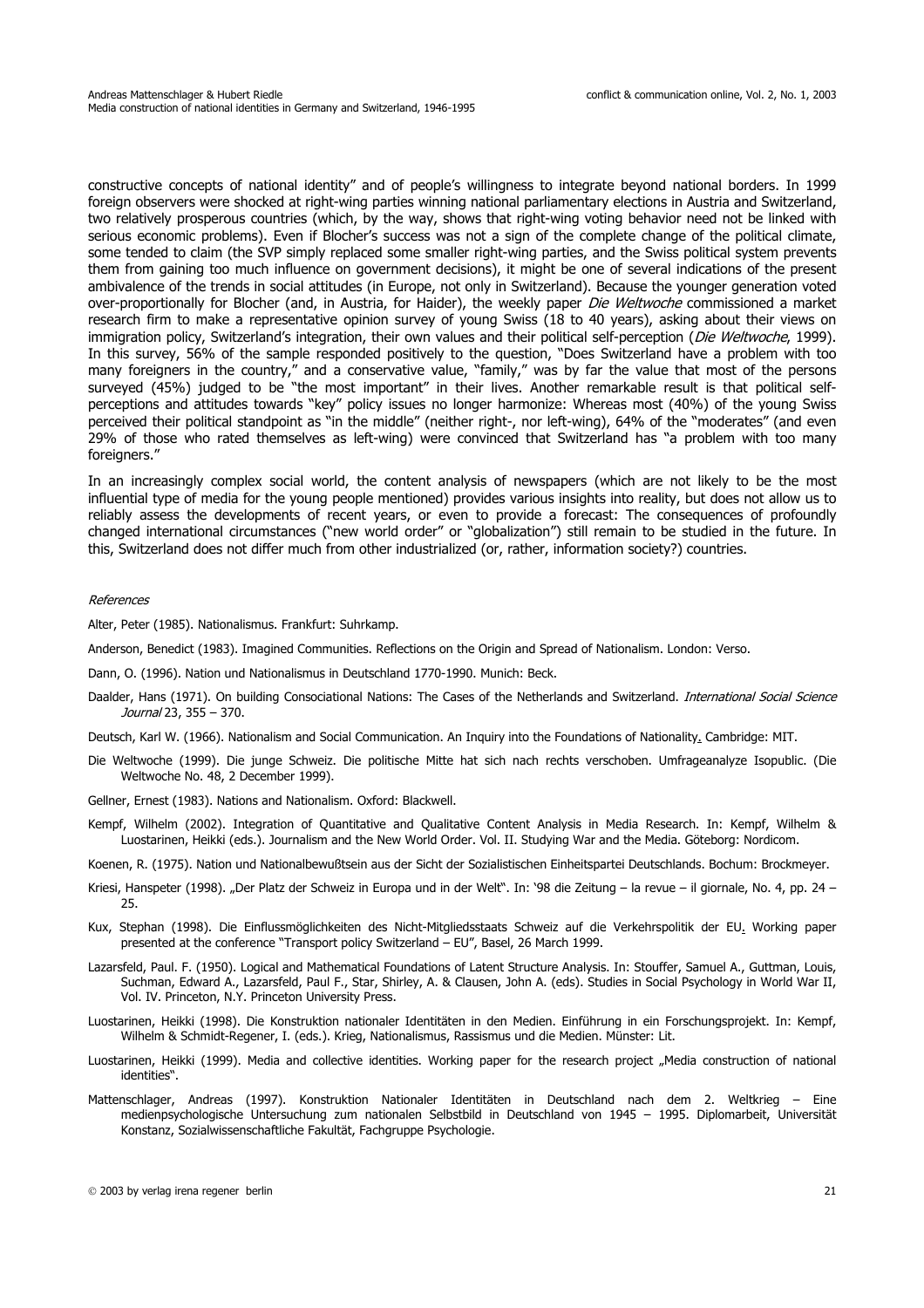constructive concepts of national identity" and of people's willingness to integrate beyond national borders. In 1999 foreign observers were shocked at right-wing parties winning national parliamentary elections in Austria and Switzerland, two relatively prosperous countries (which, by the way, shows that right-wing voting behavior need not be linked with serious economic problems). Even if Blocher's success was not a sign of the complete change of the political climate, some tended to claim (the SVP simply replaced some smaller right-wing parties, and the Swiss political system prevents them from gaining too much influence on government decisions), it might be one of several indications of the present ambivalence of the trends in social attitudes (in Europe, not only in Switzerland). Because the younger generation voted over-proportionally for Blocher (and, in Austria, for Haider), the weekly paper *Die Weltwoche* commissioned a market research firm to make a representative opinion survey of young Swiss (18 to 40 years), asking about their views on immigration policy, Switzerland's integration, their own values and their political self-perception (*Die Weltwoche*, 1999). In this survey, 56% of the sample responded positively to the question, "Does Switzerland have a problem with too many foreigners in the country," and a conservative value, "family," was by far the value that most of the persons surveyed (45%) judged to be "the most important" in their lives. Another remarkable result is that political self-perceptions and attitudes towards "key" policy issues no longer harmonize: Whereas most (40%) of the young Swiss perceived their political standpoint as "in the middle" (neither right-, nor left-wing), 64% of the "moderates" (and even 29% of those who rated themselves as left-wing) were convinced that Switzerland has "a problem with too many foreigners."

In an increasingly complex social world, the content analysis of newspapers (which are not likely to be the most influential type of media for the young people mentioned) provides various insights into reality, but does not allow us to reliably assess the developments of recent years, or even to provide a forecast: The consequences of profoundly changed international circumstances ("new world order" or "globalization") still remain to be studied in the future. In this, Switzerland does not differ much from other industrialized (or, rather, information society?) countries.

*References*

Alter, Peter (1985). Nationalismus. Frankfurt: Suhrkamp.

Anderson, Benedict (1983). Imagined Communities. Reflections on the Origin and Spread of Nationalism. London: Verso.

Dann, O. (1996). Nation und Nationalismus in Deutschland 1770-1990. Munich: Beck.

Daalder, Hans (1971). On building Consociational Nations: The Cases of the Netherlands and Switzerland. *International Social Science Journal* 23, 355 – 370.

Deutsch, Karl W. (1966). Nationalism and Social Communication. An Inquiry into the Foundations of Nationality. Cambridge: MIT.

Die Weltwoche (1999). Die junge Schweiz. Die politische Mitte hat sich nach rechts verschoben. Umfrageanalyze Isopublic. (Die Weltwoche No. 48, 2 December 1999).

Gellner, Ernest (1983). Nations and Nationalism. Oxford: Blackwell.

Kempf, Wilhelm (2002). Integration of Quantitative and Qualitative Content Analysis in Media Research. In: Kempf, Wilhelm & Luostarinen, Heikki (eds.). Journalism and the New World Order. Vol. II. Studying War and the Media. Göteborg: Nordicom.

Koenen, R. (1975). Nation und Nationalbewußtsein aus der Sicht der Sozialistischen Einheitspartei Deutschlands. Bochum: Brockmeyer.

Kriesi, Hanspeter (1998). „Der Platz der Schweiz in Europa und in der Welt". In: '98 die Zeitung – la revue – il giornale, No. 4, pp. 24 – 25.

Kux, Stephan (1998). Die Einflussmöglichkeiten des Nicht-Mitgliedsstaats Schweiz auf die Verkehrspolitik der EU. Working paper presented at the conference "Transport policy Switzerland – EU", Basel, 26 March 1999.

Lazarsfeld, Paul. F. (1950). Logical and Mathematical Foundations of Latent Structure Analysis. In: Stouffer, Samuel A., Guttman, Louis, Suchman, Edward A., Lazarsfeld, Paul F., Star, Shirley, A. & Clausen, John A. (eds). Studies in Social Psychology in World War II, Vol. IV. Princeton, N.Y. Princeton University Press.

Luostarinen, Heikki (1998). Die Konstruktion nationaler Identitäten in den Medien. Einführung in ein Forschungsprojekt. In: Kempf, Wilhelm & Schmidt-Regener, I. (eds.). Krieg, Nationalismus, Rassismus und die Medien. Münster: Lit.

Luostarinen, Heikki (1999). Media and collective identities. Working paper for the research project „Media construction of national identities".

Mattenschlager, Andreas (1997). Konstruktion Nationaler Identitäten in Deutschland nach dem 2. Weltkrieg – Eine medienpsychologische Untersuchung zum nationalen Selbstbild in Deutschland von 1945 – 1995. Diplomarbeit, Universität Konstanz, Sozialwissenschaftliche Fakultät, Fachgruppe Psychologie.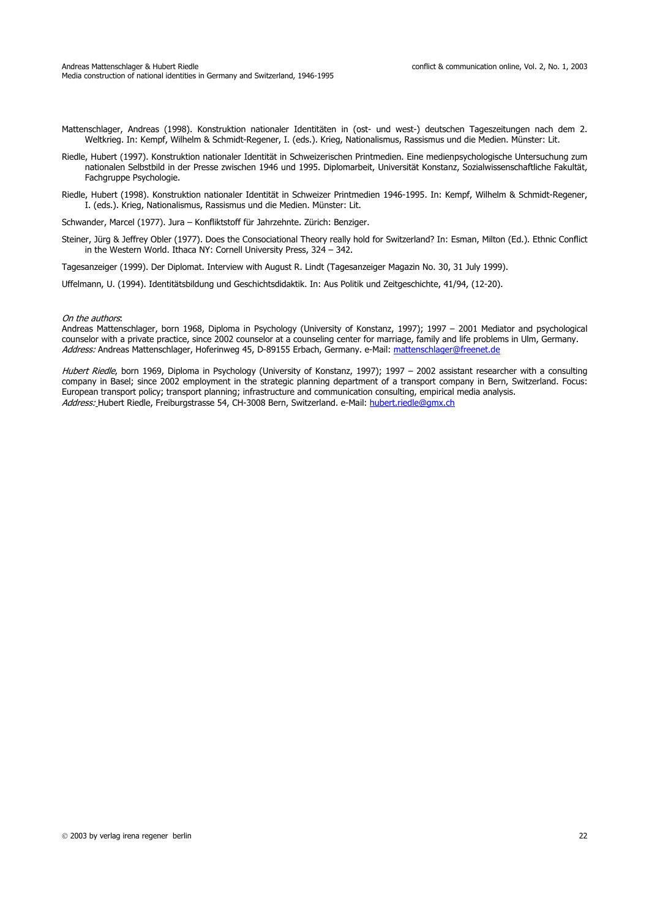Mattenschlager, Andreas (1998). Konstruktion nationaler Identitäten in (ost- und west-) deutschen Tageszeitungen nach dem 2. Weltkrieg. In: Kempf, Wilhelm & Schmidt-Regener, I. (eds.). Krieg, Nationalismus, Rassismus und die Medien. Münster: Lit.

Riedle, Hubert (1997). Konstruktion nationaler Identität in Schweizerischen Printmedien. Eine medienpsychologische Untersuchung zum nationalen Selbstbild in der Presse zwischen 1946 und 1995. Diplomarbeit, Universität Konstanz, Sozialwissenschaftliche Fakultät, Fachgruppe Psychologie.

Riedle, Hubert (1998). Konstruktion nationaler Identität in Schweizer Printmedien 1946-1995. In: Kempf, Wilhelm & Schmidt-Regener, I. (eds.). Krieg, Nationalismus, Rassismus und die Medien. Münster: Lit.

Schwander, Marcel (1977). Jura – Konfliktstoff für Jahrzehnte. Zürich: Benziger.

Steiner, Jürg & Jeffrey Obler (1977). Does the Consociational Theory really hold for Switzerland? In: Esman, Milton (Ed.). Ethnic Conflict in the Western World. Ithaca NY: Cornell University Press, 324 – 342.

Tagesanzeiger (1999). Der Diplomat. Interview with August R. Lindt (Tagesanzeiger Magazin No. 30, 31 July 1999).

Uffelmann, U. (1994). Identitätsbildung und Geschichtsdidaktik. In: Aus Politik und Zeitgeschichte, 41/94, (12-20).

*On the authors*:
Andreas Mattenschlager, born 1968, Diploma in Psychology (University of Konstanz, 1997); 1997 – 2001 Mediator and psychological counselor with a private practice, since 2002 counselor at a counseling center for marriage, family and life problems in Ulm, Germany.
*Address:* Andreas Mattenschlager, Hoferinweg 45, D-89155 Erbach, Germany. e-Mail: mattenschlager@freenet.de

*Hubert Riedle*, born 1969, Diploma in Psychology (University of Konstanz, 1997); 1997 – 2002 assistant researcher with a consulting company in Basel; since 2002 employment in the strategic planning department of a transport company in Bern, Switzerland. Focus: European transport policy; transport planning; infrastructure and communication consulting, empirical media analysis.
*Address:* Hubert Riedle, Freiburgstrasse 54, CH-3008 Bern, Switzerland. e-Mail: hubert.riedle@gmx.ch

© 2003 by verlag irena regener berlin